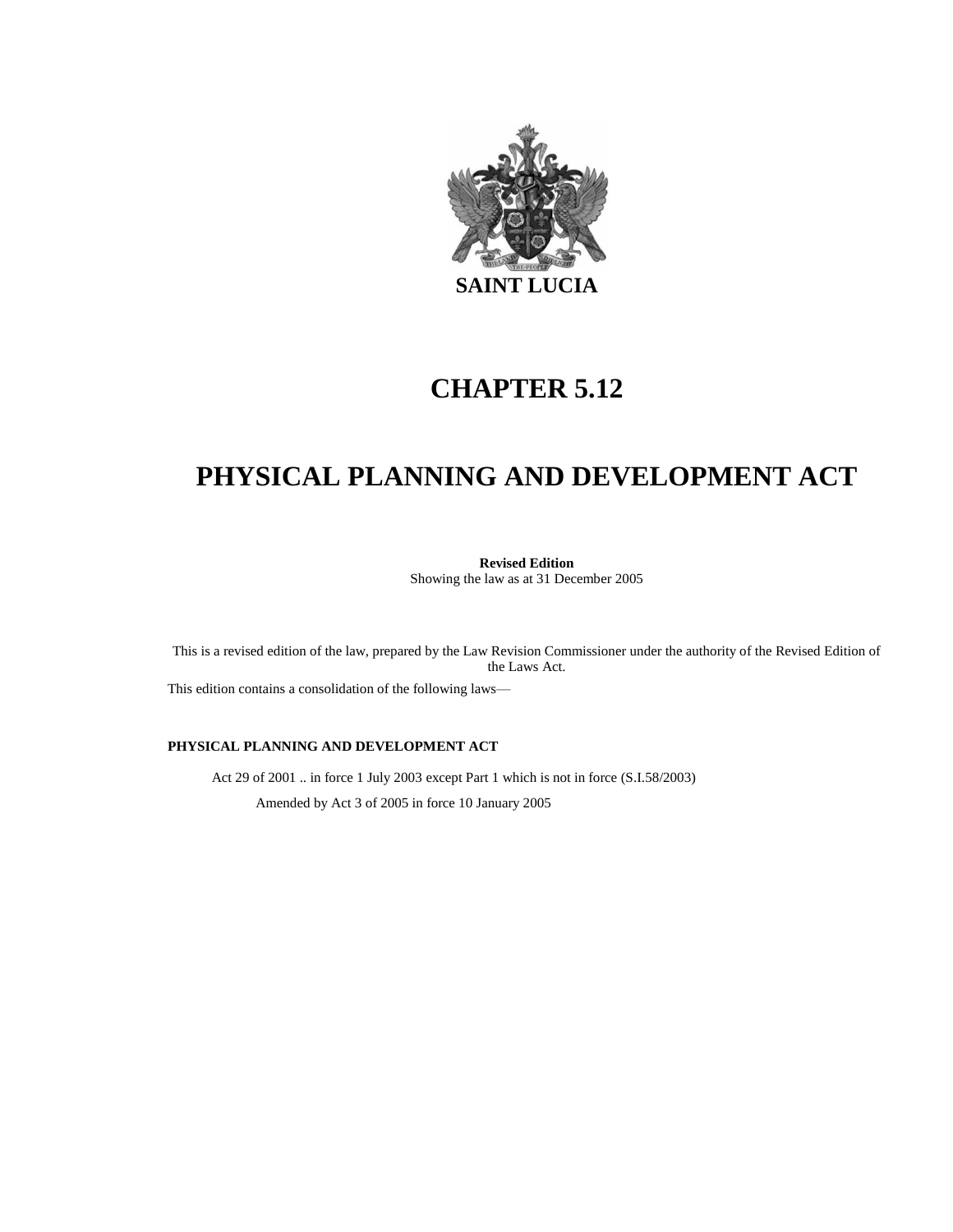# SAINT LUCIA

# CHAPTER 5.12

# PHYSICAL PLANNING AND DEVELOPMENT ACT

**Revised Edition**
Showing the law as at 31 December 2005

This is a revised edition of the law, prepared by the Law Revision Commissioner under the authority of the Revised Edition of the Laws Act.

This edition contains a consolidation of the following laws—

**PHYSICAL PLANNING AND DEVELOPMENT ACT**

Act 29 of 2001 .. in force 1 July 2003 except Part 1 which is not in force (S.I.58/2003)

Amended by Act 3 of 2005 in force 10 January 2005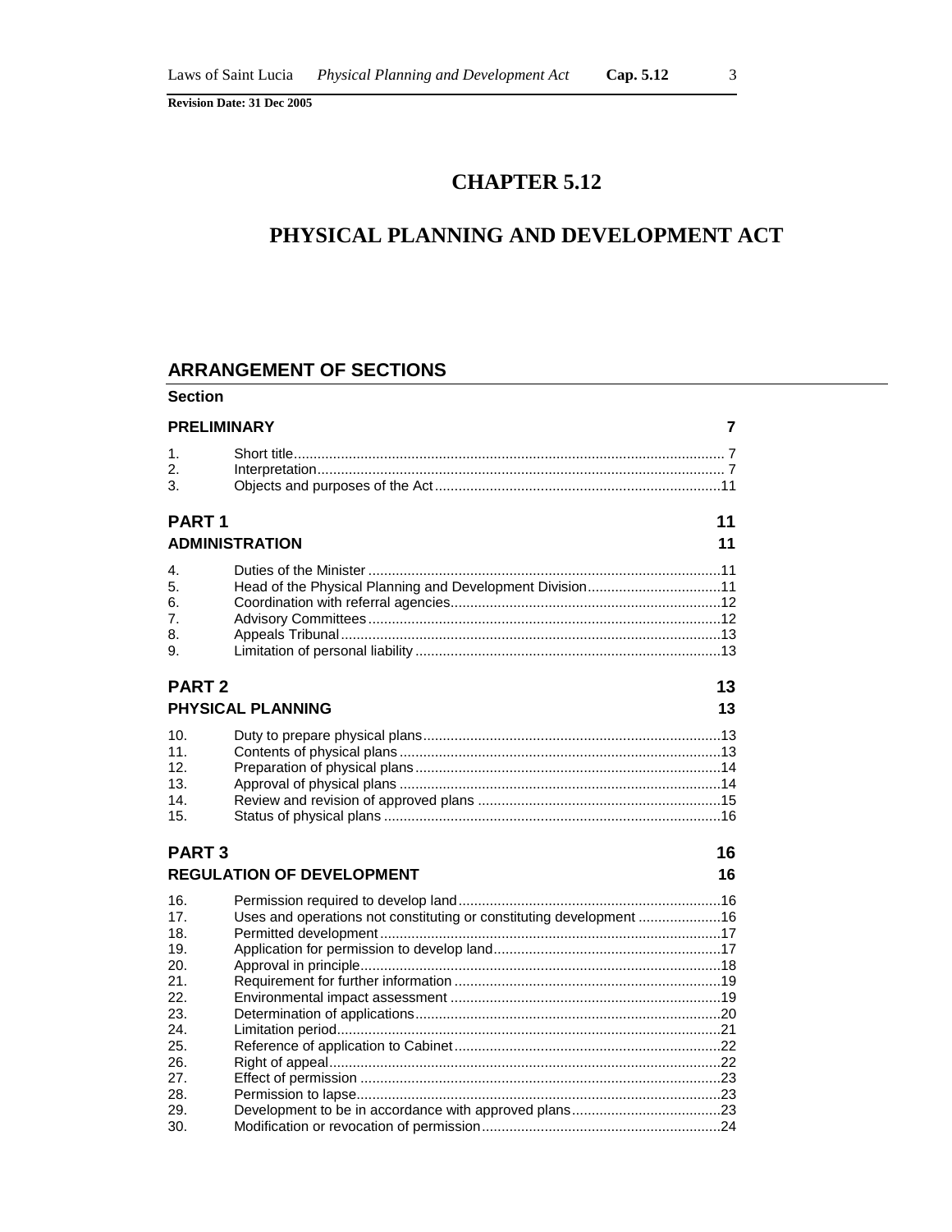# CHAPTER 5.12

# PHYSICAL PLANNING AND DEVELOPMENT ACT

## ARRANGEMENT OF SECTIONS

**Section**

**PRELIMINARY** **7**

| | | |
|---|---|---|
| 1. | Short title | 7 |
| 2. | Interpretation | 7 |
| 3. | Objects and purposes of the Act | 11 |

**PART 1** **11**

**ADMINISTRATION** **11**

| | | |
|---|---|---|
| 4. | Duties of the Minister | 11 |
| 5. | Head of the Physical Planning and Development Division | 11 |
| 6. | Coordination with referral agencies | 12 |
| 7. | Advisory Committees | 12 |
| 8. | Appeals Tribunal | 13 |
| 9. | Limitation of personal liability | 13 |

**PART 2** **13**

**PHYSICAL PLANNING** **13**

| | | |
|---|---|---|
| 10. | Duty to prepare physical plans | 13 |
| 11. | Contents of physical plans | 13 |
| 12. | Preparation of physical plans | 14 |
| 13. | Approval of physical plans | 14 |
| 14. | Review and revision of approved plans | 15 |
| 15. | Status of physical plans | 16 |

**PART 3** **16**

**REGULATION OF DEVELOPMENT** **16**

| | | |
|---|---|---|
| 16. | Permission required to develop land | 16 |
| 17. | Uses and operations not constituting or constituting development | 16 |
| 18. | Permitted development | 17 |
| 19. | Application for permission to develop land | 17 |
| 20. | Approval in principle | 18 |
| 21. | Requirement for further information | 19 |
| 22. | Environmental impact assessment | 19 |
| 23. | Determination of applications | 20 |
| 24. | Limitation period | 21 |
| 25. | Reference of application to Cabinet | 22 |
| 26. | Right of appeal | 22 |
| 27. | Effect of permission | 23 |
| 28. | Permission to lapse | 23 |
| 29. | Development to be in accordance with approved plans | 23 |
| 30. | Modification or revocation of permission | 24 |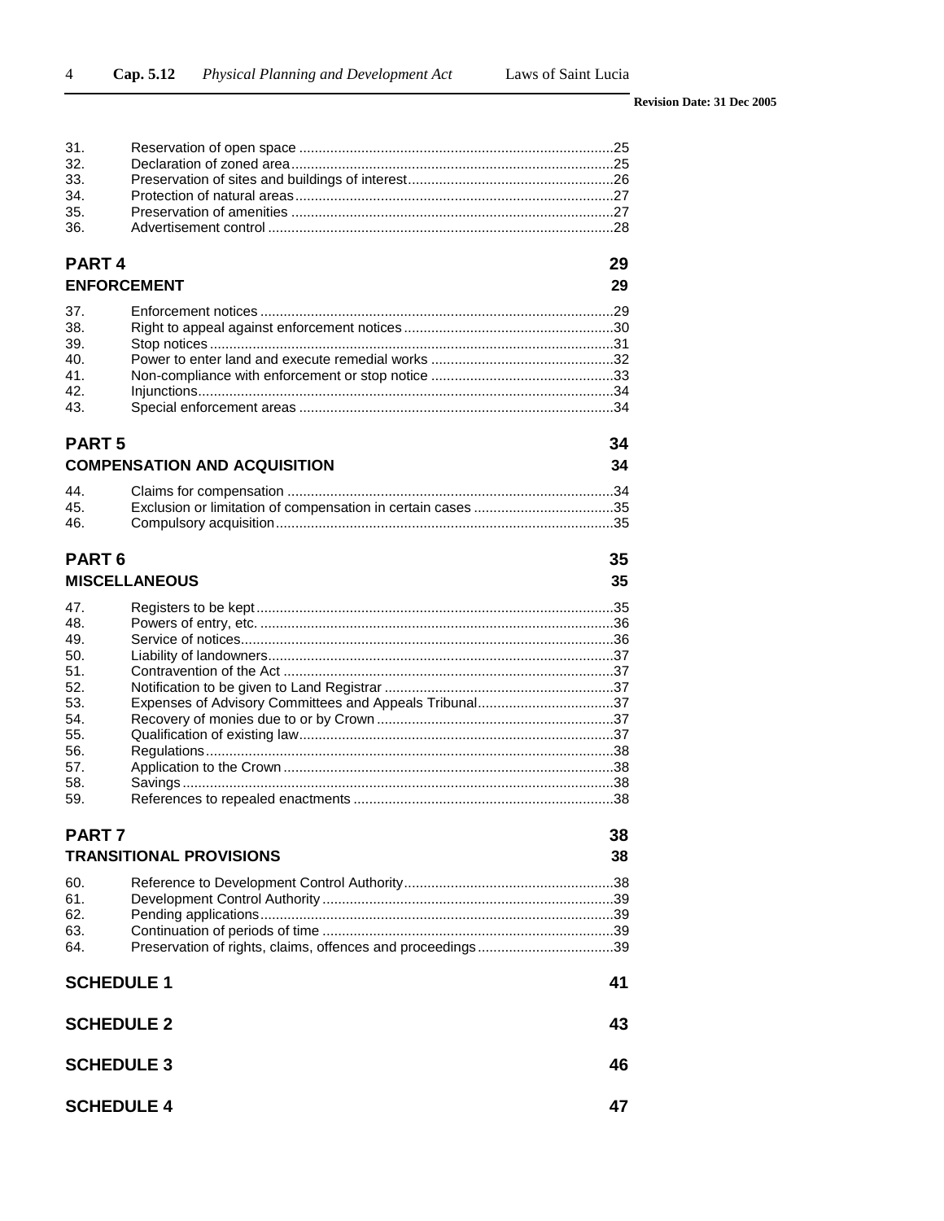| | | |
|---|---|---|
| 31. | Reservation of open space | 25 |
| 32. | Declaration of zoned area | 25 |
| 33. | Preservation of sites and buildings of interest | 26 |
| 34. | Protection of natural areas | 27 |
| 35. | Preservation of amenities | 27 |
| 36. | Advertisement control | 28 |

## PART 4 — 29

## ENFORCEMENT — 29

| | | |
|---|---|---|
| 37. | Enforcement notices | 29 |
| 38. | Right to appeal against enforcement notices | 30 |
| 39. | Stop notices | 31 |
| 40. | Power to enter land and execute remedial works | 32 |
| 41. | Non-compliance with enforcement or stop notice | 33 |
| 42. | Injunctions | 34 |
| 43. | Special enforcement areas | 34 |

## PART 5 — 34

## COMPENSATION AND ACQUISITION — 34

| | | |
|---|---|---|
| 44. | Claims for compensation | 34 |
| 45. | Exclusion or limitation of compensation in certain cases | 35 |
| 46. | Compulsory acquisition | 35 |

## PART 6 — 35

## MISCELLANEOUS — 35

| | | |
|---|---|---|
| 47. | Registers to be kept | 35 |
| 48. | Powers of entry, etc. | 36 |
| 49. | Service of notices | 36 |
| 50. | Liability of landowners | 37 |
| 51. | Contravention of the Act | 37 |
| 52. | Notification to be given to Land Registrar | 37 |
| 53. | Expenses of Advisory Committees and Appeals Tribunal | 37 |
| 54. | Recovery of monies due to or by Crown | 37 |
| 55. | Qualification of existing law | 37 |
| 56. | Regulations | 38 |
| 57. | Application to the Crown | 38 |
| 58. | Savings | 38 |
| 59. | References to repealed enactments | 38 |

## PART 7 — 38

## TRANSITIONAL PROVISIONS — 38

| | | |
|---|---|---|
| 60. | Reference to Development Control Authority | 38 |
| 61. | Development Control Authority | 39 |
| 62. | Pending applications | 39 |
| 63. | Continuation of periods of time | 39 |
| 64. | Preservation of rights, claims, offences and proceedings | 39 |

## SCHEDULE 1 — 41

## SCHEDULE 2 — 43

## SCHEDULE 3 — 46

## SCHEDULE 4 — 47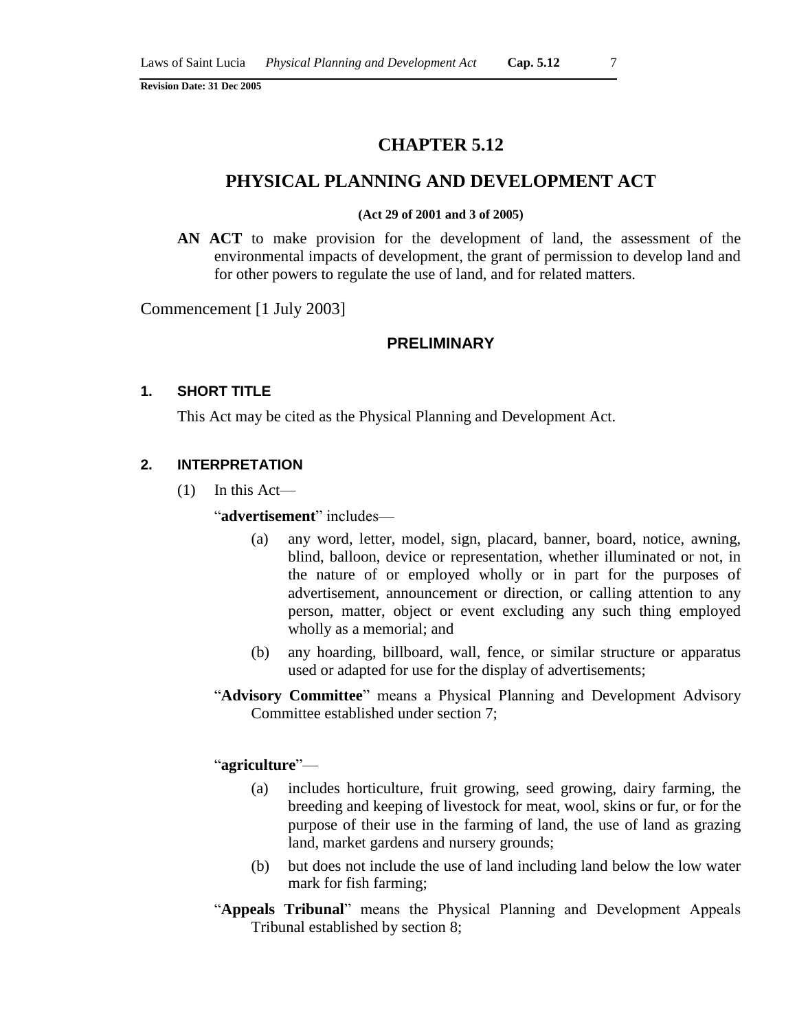# CHAPTER 5.12

# PHYSICAL PLANNING AND DEVELOPMENT ACT

**(Act 29 of 2001 and 3 of 2005)**

**AN ACT** to make provision for the development of land, the assessment of the environmental impacts of development, the grant of permission to develop land and for other powers to regulate the use of land, and for related matters.

Commencement [1 July 2003]

## PRELIMINARY

### 1. SHORT TITLE

This Act may be cited as the Physical Planning and Development Act.

### 2. INTERPRETATION

(1) In this Act—

"**advertisement**" includes—

(a) any word, letter, model, sign, placard, banner, board, notice, awning, blind, balloon, device or representation, whether illuminated or not, in the nature of or employed wholly or in part for the purposes of advertisement, announcement or direction, or calling attention to any person, matter, object or event excluding any such thing employed wholly as a memorial; and

(b) any hoarding, billboard, wall, fence, or similar structure or apparatus used or adapted for use for the display of advertisements;

"**Advisory Committee**" means a Physical Planning and Development Advisory Committee established under section 7;

"**agriculture**"—

(a) includes horticulture, fruit growing, seed growing, dairy farming, the breeding and keeping of livestock for meat, wool, skins or fur, or for the purpose of their use in the farming of land, the use of land as grazing land, market gardens and nursery grounds;

(b) but does not include the use of land including land below the low water mark for fish farming;

"**Appeals Tribunal**" means the Physical Planning and Development Appeals Tribunal established by section 8;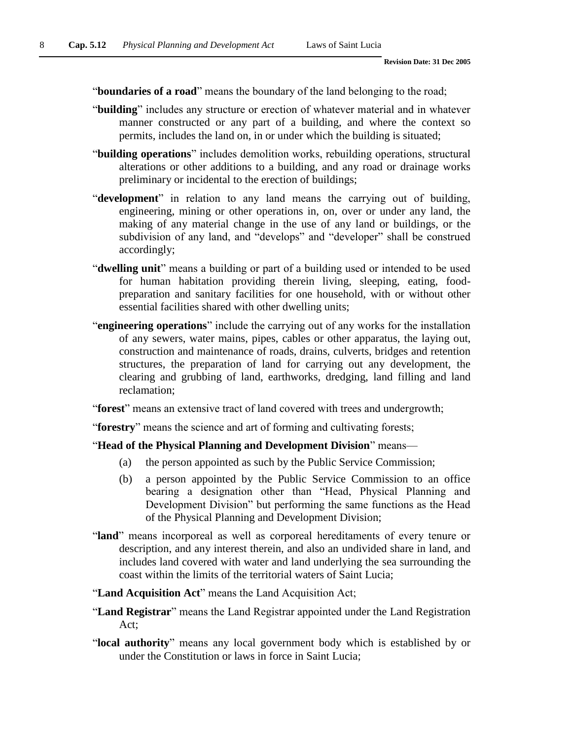"**boundaries of a road**" means the boundary of the land belonging to the road;

"**building**" includes any structure or erection of whatever material and in whatever manner constructed or any part of a building, and where the context so permits, includes the land on, in or under which the building is situated;

"**building operations**" includes demolition works, rebuilding operations, structural alterations or other additions to a building, and any road or drainage works preliminary or incidental to the erection of buildings;

"**development**" in relation to any land means the carrying out of building, engineering, mining or other operations in, on, over or under any land, the making of any material change in the use of any land or buildings, or the subdivision of any land, and "develops" and "developer" shall be construed accordingly;

"**dwelling unit**" means a building or part of a building used or intended to be used for human habitation providing therein living, sleeping, eating, food-preparation and sanitary facilities for one household, with or without other essential facilities shared with other dwelling units;

"**engineering operations**" include the carrying out of any works for the installation of any sewers, water mains, pipes, cables or other apparatus, the laying out, construction and maintenance of roads, drains, culverts, bridges and retention structures, the preparation of land for carrying out any development, the clearing and grubbing of land, earthworks, dredging, land filling and land reclamation;

"**forest**" means an extensive tract of land covered with trees and undergrowth;

"**forestry**" means the science and art of forming and cultivating forests;

"**Head of the Physical Planning and Development Division**" means—

(a) the person appointed as such by the Public Service Commission;

(b) a person appointed by the Public Service Commission to an office bearing a designation other than "Head, Physical Planning and Development Division" but performing the same functions as the Head of the Physical Planning and Development Division;

"**land**" means incorporeal as well as corporeal hereditaments of every tenure or description, and any interest therein, and also an undivided share in land, and includes land covered with water and land underlying the sea surrounding the coast within the limits of the territorial waters of Saint Lucia;

"**Land Acquisition Act**" means the Land Acquisition Act;

"**Land Registrar**" means the Land Registrar appointed under the Land Registration Act;

"**local authority**" means any local government body which is established by or under the Constitution or laws in force in Saint Lucia;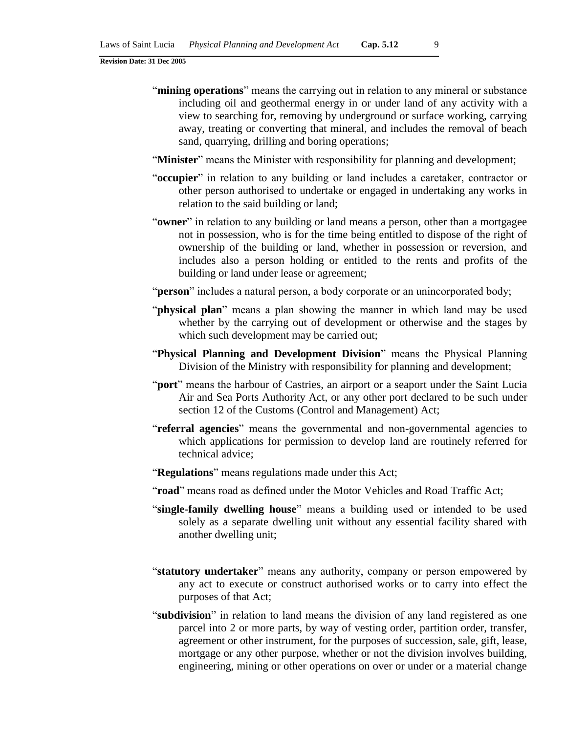"**mining operations**" means the carrying out in relation to any mineral or substance including oil and geothermal energy in or under land of any activity with a view to searching for, removing by underground or surface working, carrying away, treating or converting that mineral, and includes the removal of beach sand, quarrying, drilling and boring operations;

"**Minister**" means the Minister with responsibility for planning and development;

"**occupier**" in relation to any building or land includes a caretaker, contractor or other person authorised to undertake or engaged in undertaking any works in relation to the said building or land;

"**owner**" in relation to any building or land means a person, other than a mortgagee not in possession, who is for the time being entitled to dispose of the right of ownership of the building or land, whether in possession or reversion, and includes also a person holding or entitled to the rents and profits of the building or land under lease or agreement;

"**person**" includes a natural person, a body corporate or an unincorporated body;

"**physical plan**" means a plan showing the manner in which land may be used whether by the carrying out of development or otherwise and the stages by which such development may be carried out;

"**Physical Planning and Development Division**" means the Physical Planning Division of the Ministry with responsibility for planning and development;

"**port**" means the harbour of Castries, an airport or a seaport under the Saint Lucia Air and Sea Ports Authority Act, or any other port declared to be such under section 12 of the Customs (Control and Management) Act;

"**referral agencies**" means the governmental and non-governmental agencies to which applications for permission to develop land are routinely referred for technical advice;

"**Regulations**" means regulations made under this Act;

"**road**" means road as defined under the Motor Vehicles and Road Traffic Act;

"**single-family dwelling house**" means a building used or intended to be used solely as a separate dwelling unit without any essential facility shared with another dwelling unit;

"**statutory undertaker**" means any authority, company or person empowered by any act to execute or construct authorised works or to carry into effect the purposes of that Act;

"**subdivision**" in relation to land means the division of any land registered as one parcel into 2 or more parts, by way of vesting order, partition order, transfer, agreement or other instrument, for the purposes of succession, sale, gift, lease, mortgage or any other purpose, whether or not the division involves building, engineering, mining or other operations on over or under or a material change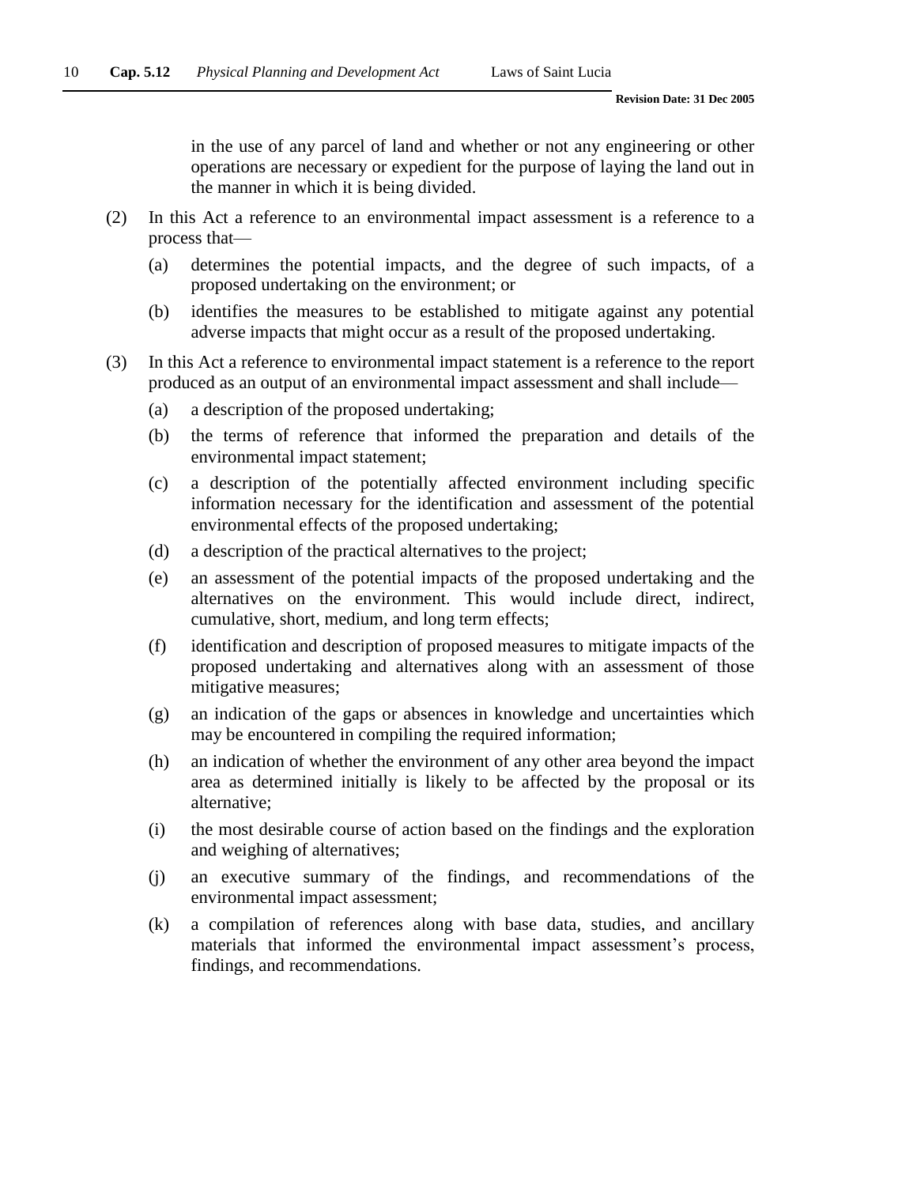in the use of any parcel of land and whether or not any engineering or other operations are necessary or expedient for the purpose of laying the land out in the manner in which it is being divided.

(2) In this Act a reference to an environmental impact assessment is a reference to a process that—

(a) determines the potential impacts, and the degree of such impacts, of a proposed undertaking on the environment; or

(b) identifies the measures to be established to mitigate against any potential adverse impacts that might occur as a result of the proposed undertaking.

(3) In this Act a reference to environmental impact statement is a reference to the report produced as an output of an environmental impact assessment and shall include—

(a) a description of the proposed undertaking;

(b) the terms of reference that informed the preparation and details of the environmental impact statement;

(c) a description of the potentially affected environment including specific information necessary for the identification and assessment of the potential environmental effects of the proposed undertaking;

(d) a description of the practical alternatives to the project;

(e) an assessment of the potential impacts of the proposed undertaking and the alternatives on the environment. This would include direct, indirect, cumulative, short, medium, and long term effects;

(f) identification and description of proposed measures to mitigate impacts of the proposed undertaking and alternatives along with an assessment of those mitigative measures;

(g) an indication of the gaps or absences in knowledge and uncertainties which may be encountered in compiling the required information;

(h) an indication of whether the environment of any other area beyond the impact area as determined initially is likely to be affected by the proposal or its alternative;

(i) the most desirable course of action based on the findings and the exploration and weighing of alternatives;

(j) an executive summary of the findings, and recommendations of the environmental impact assessment;

(k) a compilation of references along with base data, studies, and ancillary materials that informed the environmental impact assessment's process, findings, and recommendations.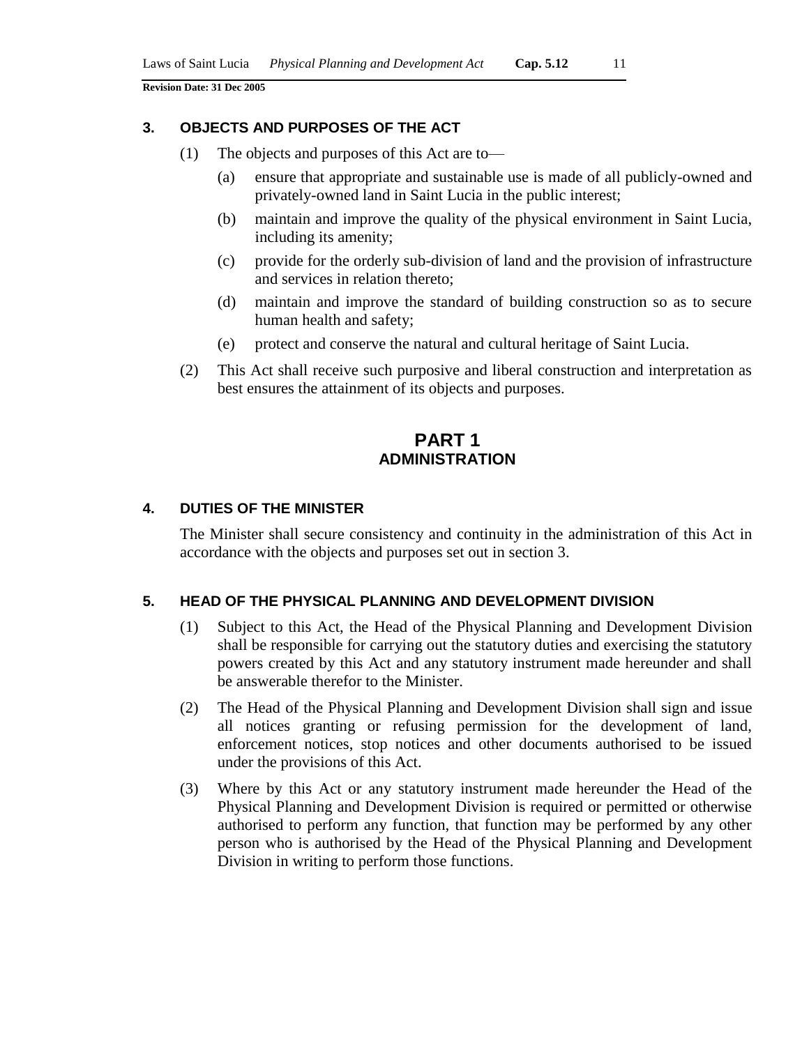### 3. OBJECTS AND PURPOSES OF THE ACT

(1) The objects and purposes of this Act are to—

(a) ensure that appropriate and sustainable use is made of all publicly-owned and privately-owned land in Saint Lucia in the public interest;

(b) maintain and improve the quality of the physical environment in Saint Lucia, including its amenity;

(c) provide for the orderly sub-division of land and the provision of infrastructure and services in relation thereto;

(d) maintain and improve the standard of building construction so as to secure human health and safety;

(e) protect and conserve the natural and cultural heritage of Saint Lucia.

(2) This Act shall receive such purposive and liberal construction and interpretation as best ensures the attainment of its objects and purposes.

## PART 1
## ADMINISTRATION

### 4. DUTIES OF THE MINISTER

The Minister shall secure consistency and continuity in the administration of this Act in accordance with the objects and purposes set out in section 3.

### 5. HEAD OF THE PHYSICAL PLANNING AND DEVELOPMENT DIVISION

(1) Subject to this Act, the Head of the Physical Planning and Development Division shall be responsible for carrying out the statutory duties and exercising the statutory powers created by this Act and any statutory instrument made hereunder and shall be answerable therefor to the Minister.

(2) The Head of the Physical Planning and Development Division shall sign and issue all notices granting or refusing permission for the development of land, enforcement notices, stop notices and other documents authorised to be issued under the provisions of this Act.

(3) Where by this Act or any statutory instrument made hereunder the Head of the Physical Planning and Development Division is required or permitted or otherwise authorised to perform any function, that function may be performed by any other person who is authorised by the Head of the Physical Planning and Development Division in writing to perform those functions.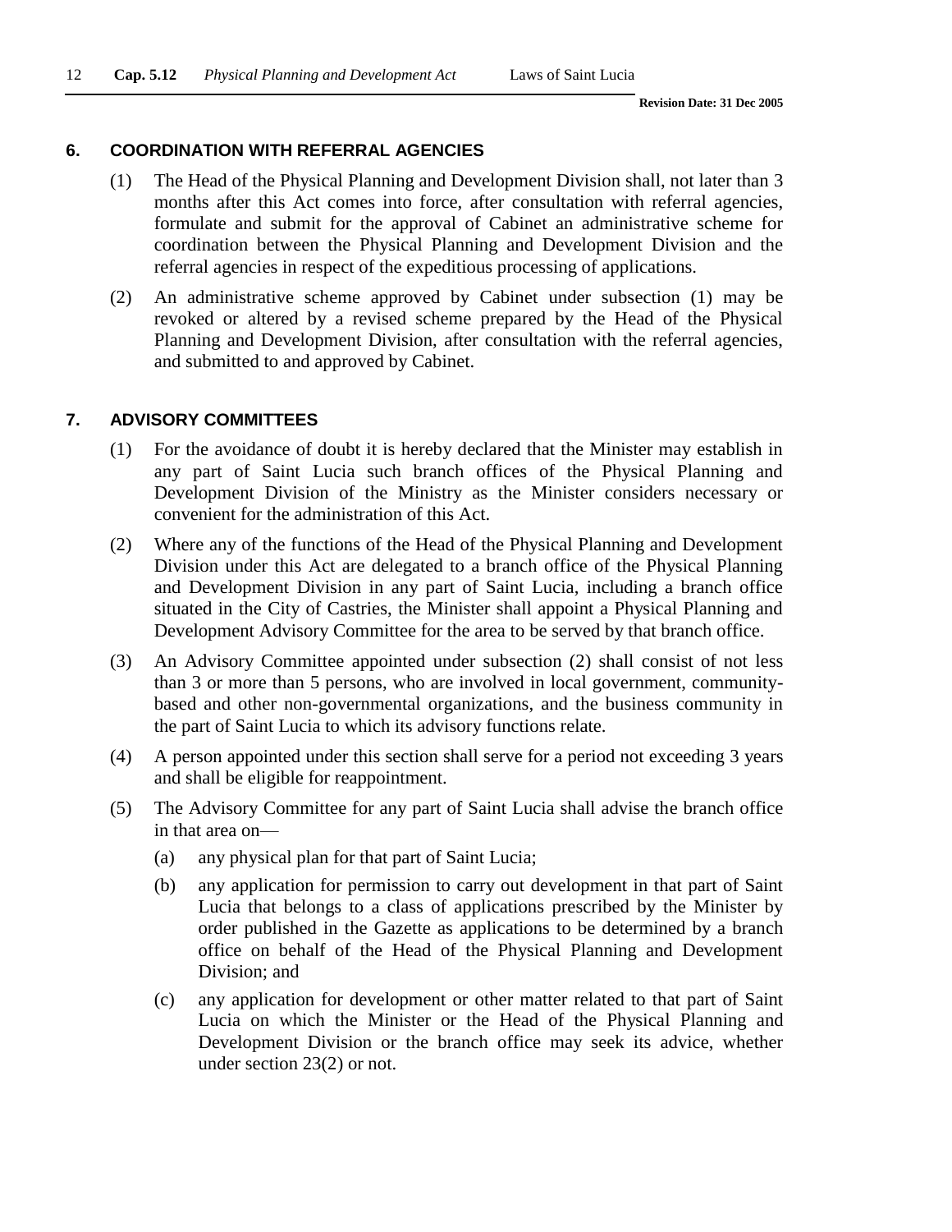## 6. COORDINATION WITH REFERRAL AGENCIES

(1) The Head of the Physical Planning and Development Division shall, not later than 3 months after this Act comes into force, after consultation with referral agencies, formulate and submit for the approval of Cabinet an administrative scheme for coordination between the Physical Planning and Development Division and the referral agencies in respect of the expeditious processing of applications.

(2) An administrative scheme approved by Cabinet under subsection (1) may be revoked or altered by a revised scheme prepared by the Head of the Physical Planning and Development Division, after consultation with the referral agencies, and submitted to and approved by Cabinet.

## 7. ADVISORY COMMITTEES

(1) For the avoidance of doubt it is hereby declared that the Minister may establish in any part of Saint Lucia such branch offices of the Physical Planning and Development Division of the Ministry as the Minister considers necessary or convenient for the administration of this Act.

(2) Where any of the functions of the Head of the Physical Planning and Development Division under this Act are delegated to a branch office of the Physical Planning and Development Division in any part of Saint Lucia, including a branch office situated in the City of Castries, the Minister shall appoint a Physical Planning and Development Advisory Committee for the area to be served by that branch office.

(3) An Advisory Committee appointed under subsection (2) shall consist of not less than 3 or more than 5 persons, who are involved in local government, community-based and other non-governmental organizations, and the business community in the part of Saint Lucia to which its advisory functions relate.

(4) A person appointed under this section shall serve for a period not exceeding 3 years and shall be eligible for reappointment.

(5) The Advisory Committee for any part of Saint Lucia shall advise the branch office in that area on—

(a) any physical plan for that part of Saint Lucia;

(b) any application for permission to carry out development in that part of Saint Lucia that belongs to a class of applications prescribed by the Minister by order published in the Gazette as applications to be determined by a branch office on behalf of the Head of the Physical Planning and Development Division; and

(c) any application for development or other matter related to that part of Saint Lucia on which the Minister or the Head of the Physical Planning and Development Division or the branch office may seek its advice, whether under section 23(2) or not.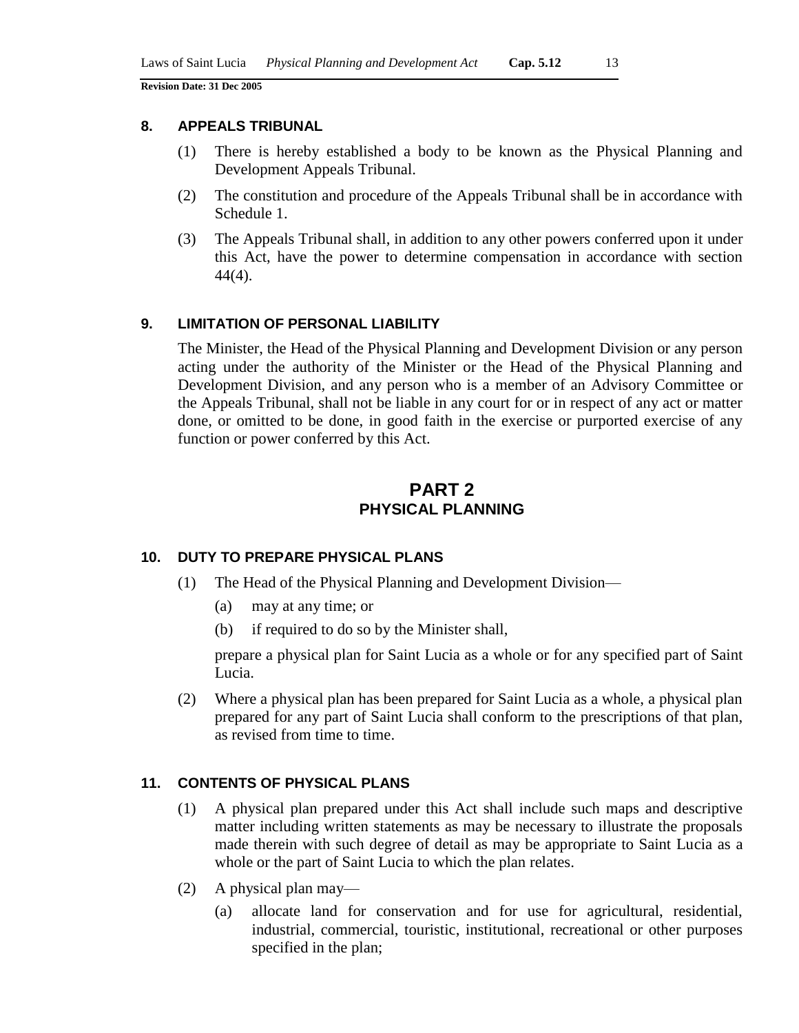### 8. APPEALS TRIBUNAL

(1) There is hereby established a body to be known as the Physical Planning and Development Appeals Tribunal.

(2) The constitution and procedure of the Appeals Tribunal shall be in accordance with Schedule 1.

(3) The Appeals Tribunal shall, in addition to any other powers conferred upon it under this Act, have the power to determine compensation in accordance with section 44(4).

### 9. LIMITATION OF PERSONAL LIABILITY

The Minister, the Head of the Physical Planning and Development Division or any person acting under the authority of the Minister or the Head of the Physical Planning and Development Division, and any person who is a member of an Advisory Committee or the Appeals Tribunal, shall not be liable in any court for or in respect of any act or matter done, or omitted to be done, in good faith in the exercise or purported exercise of any function or power conferred by this Act.

## PART 2
## PHYSICAL PLANNING

### 10. DUTY TO PREPARE PHYSICAL PLANS

(1) The Head of the Physical Planning and Development Division—

(a) may at any time; or

(b) if required to do so by the Minister shall,

prepare a physical plan for Saint Lucia as a whole or for any specified part of Saint Lucia.

(2) Where a physical plan has been prepared for Saint Lucia as a whole, a physical plan prepared for any part of Saint Lucia shall conform to the prescriptions of that plan, as revised from time to time.

### 11. CONTENTS OF PHYSICAL PLANS

(1) A physical plan prepared under this Act shall include such maps and descriptive matter including written statements as may be necessary to illustrate the proposals made therein with such degree of detail as may be appropriate to Saint Lucia as a whole or the part of Saint Lucia to which the plan relates.

(2) A physical plan may—

(a) allocate land for conservation and for use for agricultural, residential, industrial, commercial, touristic, institutional, recreational or other purposes specified in the plan;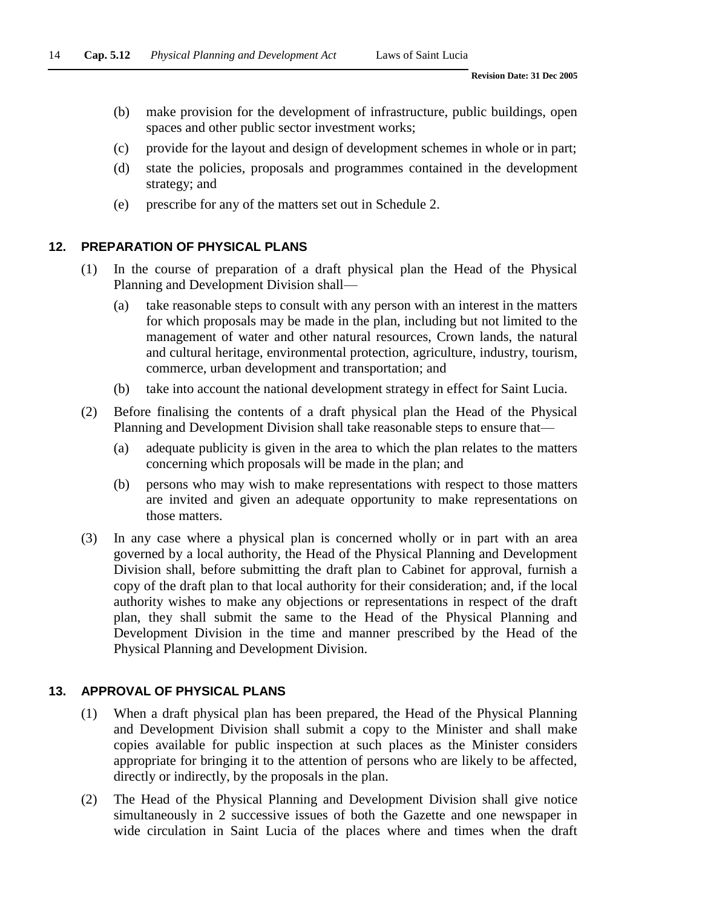(b) make provision for the development of infrastructure, public buildings, open spaces and other public sector investment works;

(c) provide for the layout and design of development schemes in whole or in part;

(d) state the policies, proposals and programmes contained in the development strategy; and

(e) prescribe for any of the matters set out in Schedule 2.

## 12. PREPARATION OF PHYSICAL PLANS

(1) In the course of preparation of a draft physical plan the Head of the Physical Planning and Development Division shall—

(a) take reasonable steps to consult with any person with an interest in the matters for which proposals may be made in the plan, including but not limited to the management of water and other natural resources, Crown lands, the natural and cultural heritage, environmental protection, agriculture, industry, tourism, commerce, urban development and transportation; and

(b) take into account the national development strategy in effect for Saint Lucia.

(2) Before finalising the contents of a draft physical plan the Head of the Physical Planning and Development Division shall take reasonable steps to ensure that—

(a) adequate publicity is given in the area to which the plan relates to the matters concerning which proposals will be made in the plan; and

(b) persons who may wish to make representations with respect to those matters are invited and given an adequate opportunity to make representations on those matters.

(3) In any case where a physical plan is concerned wholly or in part with an area governed by a local authority, the Head of the Physical Planning and Development Division shall, before submitting the draft plan to Cabinet for approval, furnish a copy of the draft plan to that local authority for their consideration; and, if the local authority wishes to make any objections or representations in respect of the draft plan, they shall submit the same to the Head of the Physical Planning and Development Division in the time and manner prescribed by the Head of the Physical Planning and Development Division.

## 13. APPROVAL OF PHYSICAL PLANS

(1) When a draft physical plan has been prepared, the Head of the Physical Planning and Development Division shall submit a copy to the Minister and shall make copies available for public inspection at such places as the Minister considers appropriate for bringing it to the attention of persons who are likely to be affected, directly or indirectly, by the proposals in the plan.

(2) The Head of the Physical Planning and Development Division shall give notice simultaneously in 2 successive issues of both the Gazette and one newspaper in wide circulation in Saint Lucia of the places where and times when the draft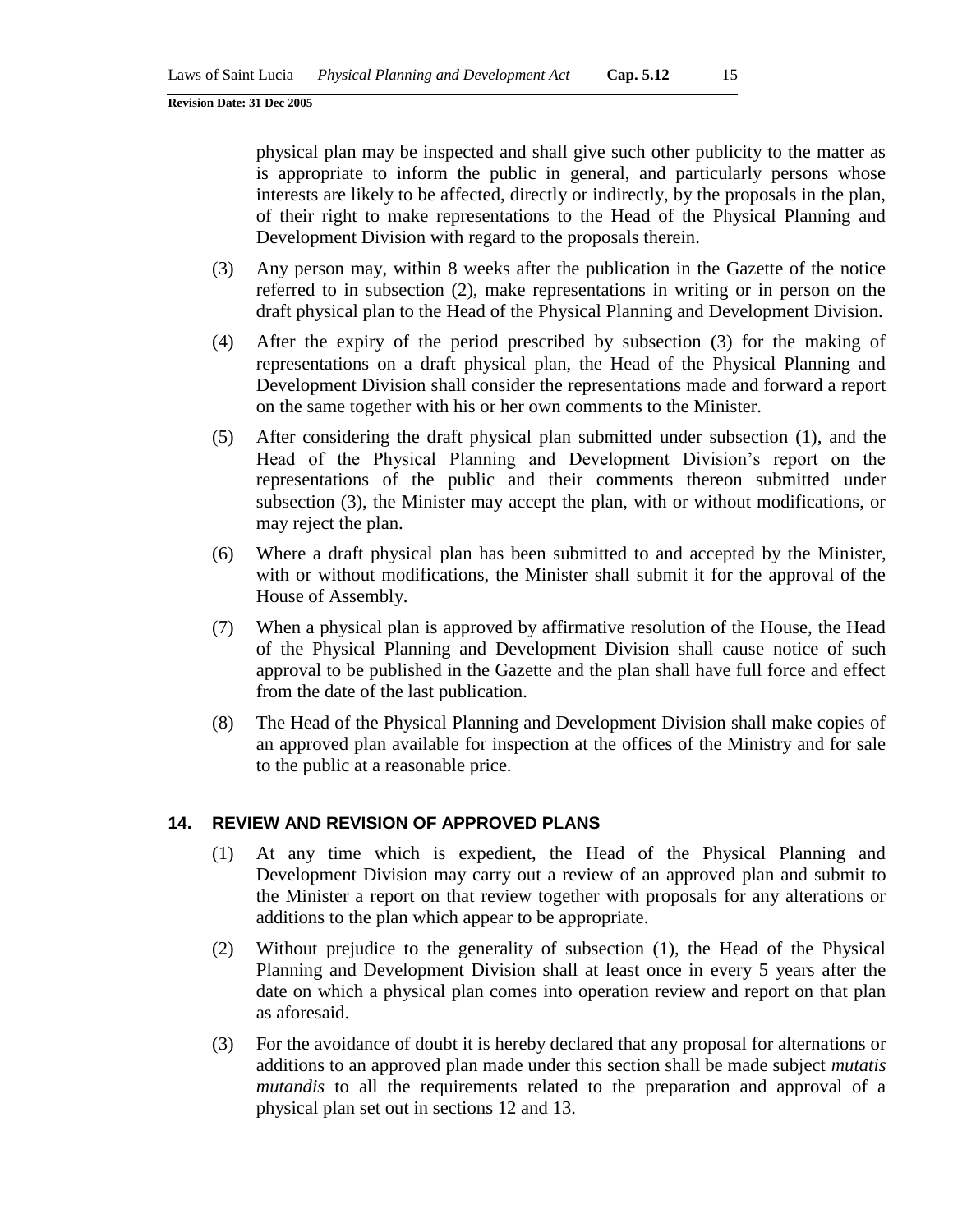physical plan may be inspected and shall give such other publicity to the matter as is appropriate to inform the public in general, and particularly persons whose interests are likely to be affected, directly or indirectly, by the proposals in the plan, of their right to make representations to the Head of the Physical Planning and Development Division with regard to the proposals therein.

(3) Any person may, within 8 weeks after the publication in the Gazette of the notice referred to in subsection (2), make representations in writing or in person on the draft physical plan to the Head of the Physical Planning and Development Division.

(4) After the expiry of the period prescribed by subsection (3) for the making of representations on a draft physical plan, the Head of the Physical Planning and Development Division shall consider the representations made and forward a report on the same together with his or her own comments to the Minister.

(5) After considering the draft physical plan submitted under subsection (1), and the Head of the Physical Planning and Development Division's report on the representations of the public and their comments thereon submitted under subsection (3), the Minister may accept the plan, with or without modifications, or may reject the plan.

(6) Where a draft physical plan has been submitted to and accepted by the Minister, with or without modifications, the Minister shall submit it for the approval of the House of Assembly.

(7) When a physical plan is approved by affirmative resolution of the House, the Head of the Physical Planning and Development Division shall cause notice of such approval to be published in the Gazette and the plan shall have full force and effect from the date of the last publication.

(8) The Head of the Physical Planning and Development Division shall make copies of an approved plan available for inspection at the offices of the Ministry and for sale to the public at a reasonable price.

## 14. REVIEW AND REVISION OF APPROVED PLANS

(1) At any time which is expedient, the Head of the Physical Planning and Development Division may carry out a review of an approved plan and submit to the Minister a report on that review together with proposals for any alterations or additions to the plan which appear to be appropriate.

(2) Without prejudice to the generality of subsection (1), the Head of the Physical Planning and Development Division shall at least once in every 5 years after the date on which a physical plan comes into operation review and report on that plan as aforesaid.

(3) For the avoidance of doubt it is hereby declared that any proposal for alternations or additions to an approved plan made under this section shall be made subject *mutatis mutandis* to all the requirements related to the preparation and approval of a physical plan set out in sections 12 and 13.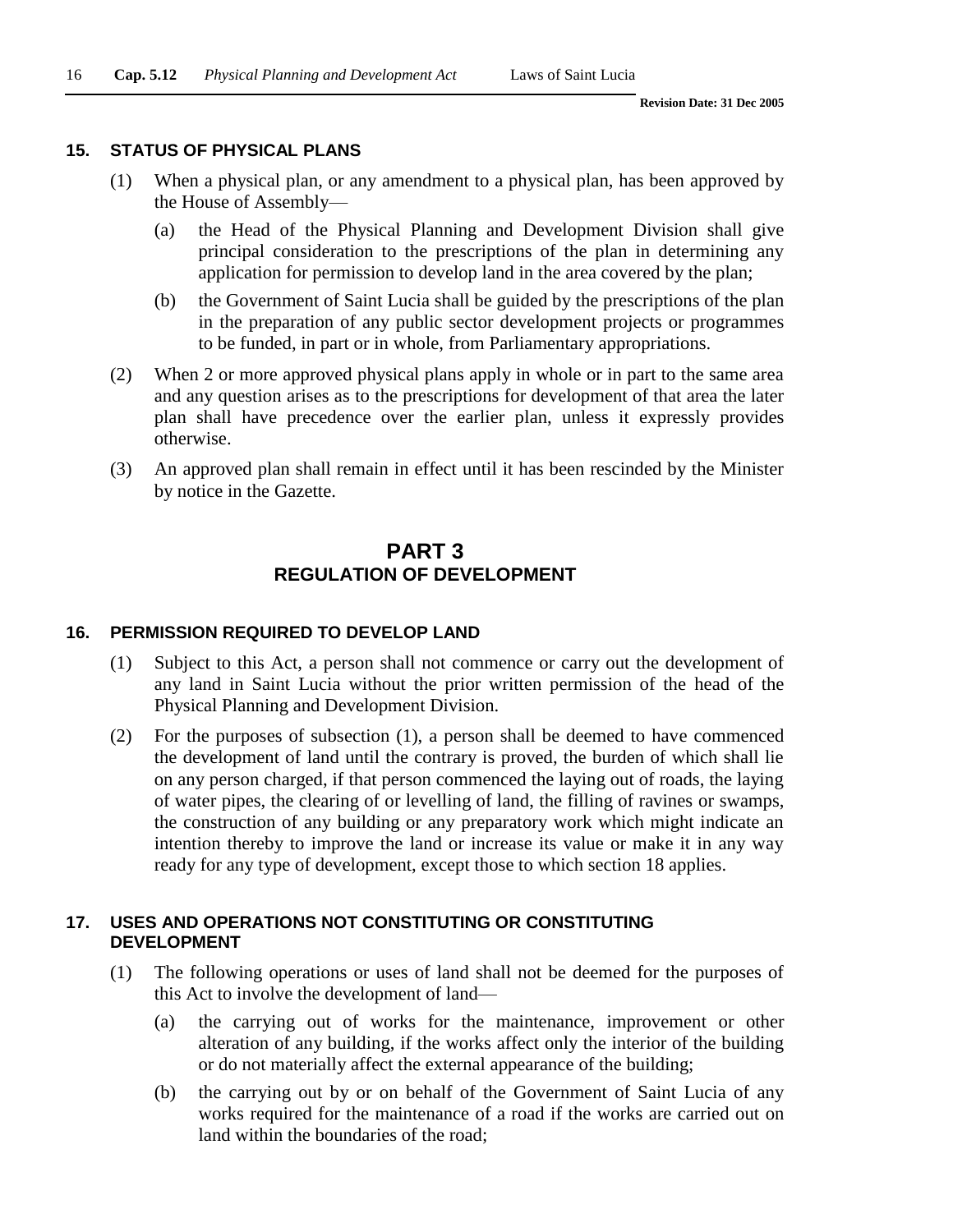### 15. STATUS OF PHYSICAL PLANS

(1) When a physical plan, or any amendment to a physical plan, has been approved by the House of Assembly—

(a) the Head of the Physical Planning and Development Division shall give principal consideration to the prescriptions of the plan in determining any application for permission to develop land in the area covered by the plan;

(b) the Government of Saint Lucia shall be guided by the prescriptions of the plan in the preparation of any public sector development projects or programmes to be funded, in part or in whole, from Parliamentary appropriations.

(2) When 2 or more approved physical plans apply in whole or in part to the same area and any question arises as to the prescriptions for development of that area the later plan shall have precedence over the earlier plan, unless it expressly provides otherwise.

(3) An approved plan shall remain in effect until it has been rescinded by the Minister by notice in the Gazette.

## PART 3
## REGULATION OF DEVELOPMENT

### 16. PERMISSION REQUIRED TO DEVELOP LAND

(1) Subject to this Act, a person shall not commence or carry out the development of any land in Saint Lucia without the prior written permission of the head of the Physical Planning and Development Division.

(2) For the purposes of subsection (1), a person shall be deemed to have commenced the development of land until the contrary is proved, the burden of which shall lie on any person charged, if that person commenced the laying out of roads, the laying of water pipes, the clearing of or levelling of land, the filling of ravines or swamps, the construction of any building or any preparatory work which might indicate an intention thereby to improve the land or increase its value or make it in any way ready for any type of development, except those to which section 18 applies.

### 17. USES AND OPERATIONS NOT CONSTITUTING OR CONSTITUTING DEVELOPMENT

(1) The following operations or uses of land shall not be deemed for the purposes of this Act to involve the development of land—

(a) the carrying out of works for the maintenance, improvement or other alteration of any building, if the works affect only the interior of the building or do not materially affect the external appearance of the building;

(b) the carrying out by or on behalf of the Government of Saint Lucia of any works required for the maintenance of a road if the works are carried out on land within the boundaries of the road;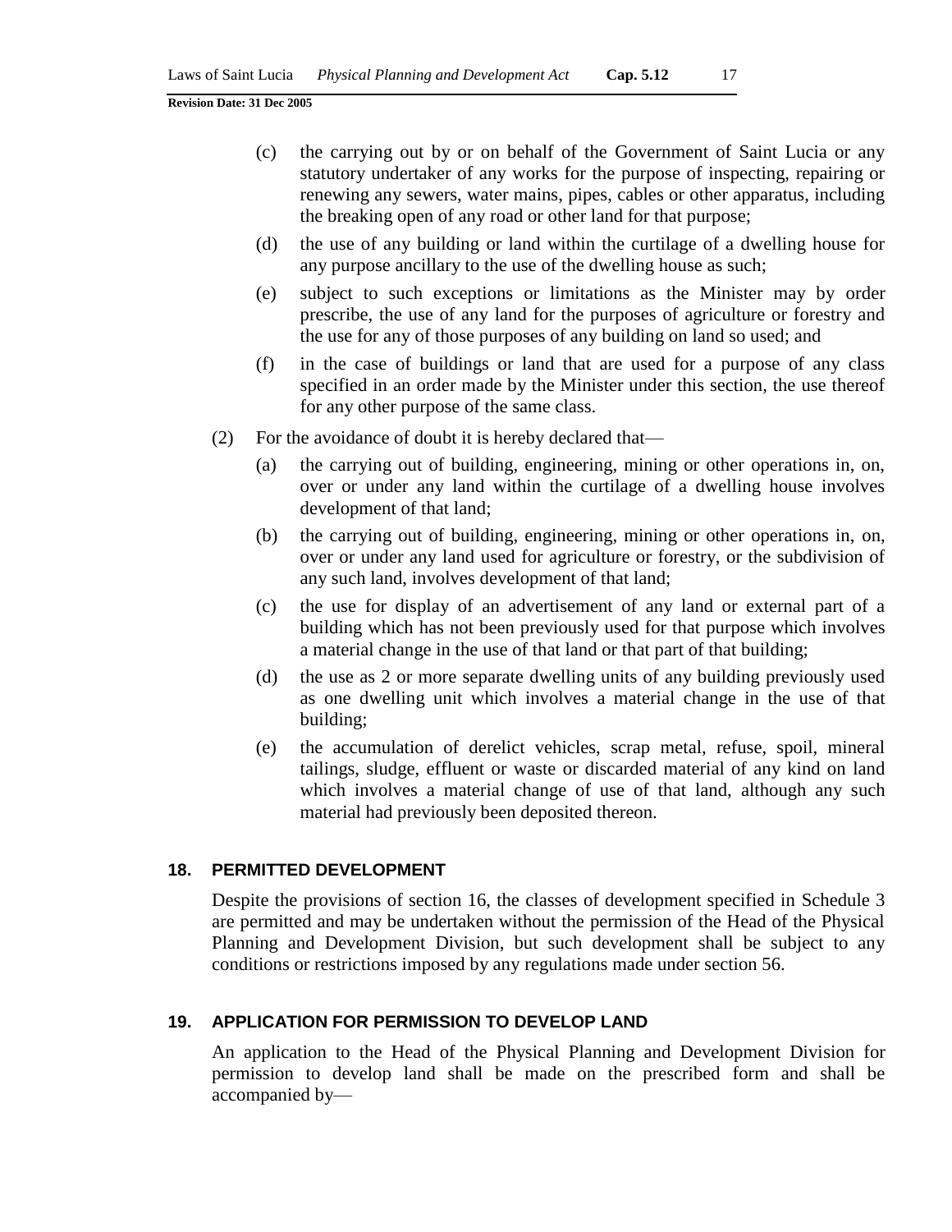(c) the carrying out by or on behalf of the Government of Saint Lucia or any statutory undertaker of any works for the purpose of inspecting, repairing or renewing any sewers, water mains, pipes, cables or other apparatus, including the breaking open of any road or other land for that purpose;

(d) the use of any building or land within the curtilage of a dwelling house for any purpose ancillary to the use of the dwelling house as such;

(e) subject to such exceptions or limitations as the Minister may by order prescribe, the use of any land for the purposes of agriculture or forestry and the use for any of those purposes of any building on land so used; and

(f) in the case of buildings or land that are used for a purpose of any class specified in an order made by the Minister under this section, the use thereof for any other purpose of the same class.

(2) For the avoidance of doubt it is hereby declared that—

(a) the carrying out of building, engineering, mining or other operations in, on, over or under any land within the curtilage of a dwelling house involves development of that land;

(b) the carrying out of building, engineering, mining or other operations in, on, over or under any land used for agriculture or forestry, or the subdivision of any such land, involves development of that land;

(c) the use for display of an advertisement of any land or external part of a building which has not been previously used for that purpose which involves a material change in the use of that land or that part of that building;

(d) the use as 2 or more separate dwelling units of any building previously used as one dwelling unit which involves a material change in the use of that building;

(e) the accumulation of derelict vehicles, scrap metal, refuse, spoil, mineral tailings, sludge, effluent or waste or discarded material of any kind on land which involves a material change of use of that land, although any such material had previously been deposited thereon.

## 18. PERMITTED DEVELOPMENT

Despite the provisions of section 16, the classes of development specified in Schedule 3 are permitted and may be undertaken without the permission of the Head of the Physical Planning and Development Division, but such development shall be subject to any conditions or restrictions imposed by any regulations made under section 56.

## 19. APPLICATION FOR PERMISSION TO DEVELOP LAND

An application to the Head of the Physical Planning and Development Division for permission to develop land shall be made on the prescribed form and shall be accompanied by—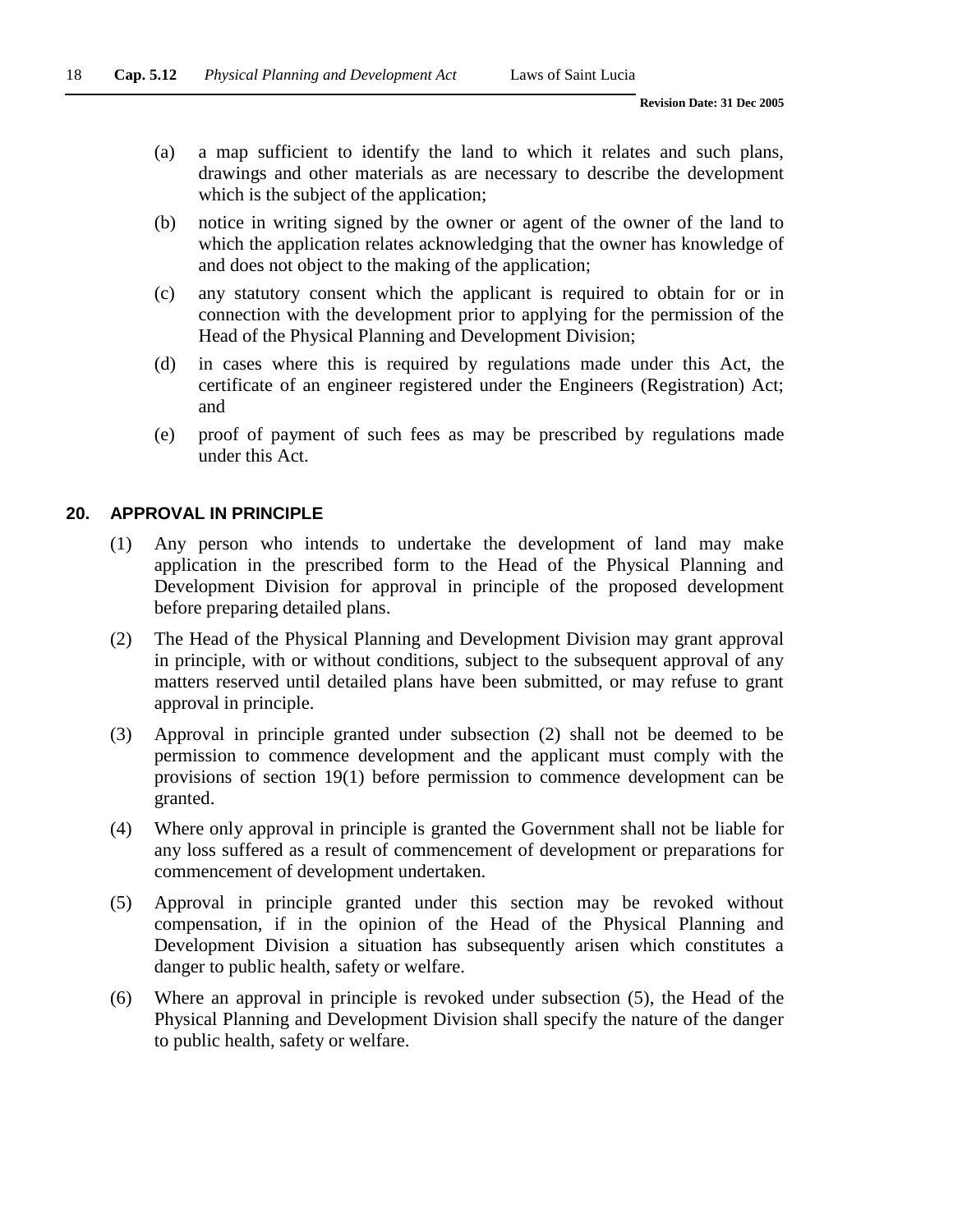(a) a map sufficient to identify the land to which it relates and such plans, drawings and other materials as are necessary to describe the development which is the subject of the application;

(b) notice in writing signed by the owner or agent of the owner of the land to which the application relates acknowledging that the owner has knowledge of and does not object to the making of the application;

(c) any statutory consent which the applicant is required to obtain for or in connection with the development prior to applying for the permission of the Head of the Physical Planning and Development Division;

(d) in cases where this is required by regulations made under this Act, the certificate of an engineer registered under the Engineers (Registration) Act; and

(e) proof of payment of such fees as may be prescribed by regulations made under this Act.

## 20. APPROVAL IN PRINCIPLE

(1) Any person who intends to undertake the development of land may make application in the prescribed form to the Head of the Physical Planning and Development Division for approval in principle of the proposed development before preparing detailed plans.

(2) The Head of the Physical Planning and Development Division may grant approval in principle, with or without conditions, subject to the subsequent approval of any matters reserved until detailed plans have been submitted, or may refuse to grant approval in principle.

(3) Approval in principle granted under subsection (2) shall not be deemed to be permission to commence development and the applicant must comply with the provisions of section 19(1) before permission to commence development can be granted.

(4) Where only approval in principle is granted the Government shall not be liable for any loss suffered as a result of commencement of development or preparations for commencement of development undertaken.

(5) Approval in principle granted under this section may be revoked without compensation, if in the opinion of the Head of the Physical Planning and Development Division a situation has subsequently arisen which constitutes a danger to public health, safety or welfare.

(6) Where an approval in principle is revoked under subsection (5), the Head of the Physical Planning and Development Division shall specify the nature of the danger to public health, safety or welfare.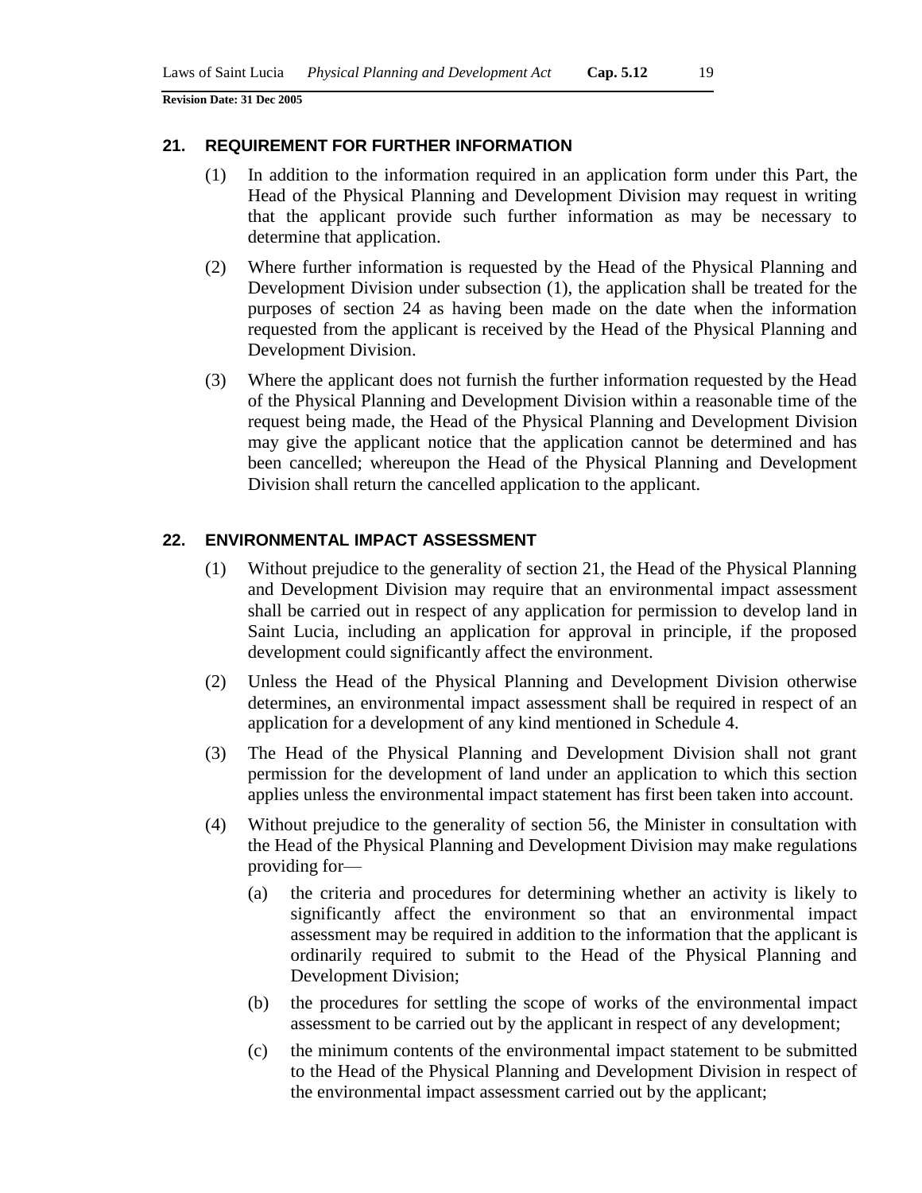## 21. REQUIREMENT FOR FURTHER INFORMATION

(1) In addition to the information required in an application form under this Part, the Head of the Physical Planning and Development Division may request in writing that the applicant provide such further information as may be necessary to determine that application.

(2) Where further information is requested by the Head of the Physical Planning and Development Division under subsection (1), the application shall be treated for the purposes of section 24 as having been made on the date when the information requested from the applicant is received by the Head of the Physical Planning and Development Division.

(3) Where the applicant does not furnish the further information requested by the Head of the Physical Planning and Development Division within a reasonable time of the request being made, the Head of the Physical Planning and Development Division may give the applicant notice that the application cannot be determined and has been cancelled; whereupon the Head of the Physical Planning and Development Division shall return the cancelled application to the applicant.

## 22. ENVIRONMENTAL IMPACT ASSESSMENT

(1) Without prejudice to the generality of section 21, the Head of the Physical Planning and Development Division may require that an environmental impact assessment shall be carried out in respect of any application for permission to develop land in Saint Lucia, including an application for approval in principle, if the proposed development could significantly affect the environment.

(2) Unless the Head of the Physical Planning and Development Division otherwise determines, an environmental impact assessment shall be required in respect of an application for a development of any kind mentioned in Schedule 4.

(3) The Head of the Physical Planning and Development Division shall not grant permission for the development of land under an application to which this section applies unless the environmental impact statement has first been taken into account.

(4) Without prejudice to the generality of section 56, the Minister in consultation with the Head of the Physical Planning and Development Division may make regulations providing for—

- (a) the criteria and procedures for determining whether an activity is likely to significantly affect the environment so that an environmental impact assessment may be required in addition to the information that the applicant is ordinarily required to submit to the Head of the Physical Planning and Development Division;
- (b) the procedures for settling the scope of works of the environmental impact assessment to be carried out by the applicant in respect of any development;
- (c) the minimum contents of the environmental impact statement to be submitted to the Head of the Physical Planning and Development Division in respect of the environmental impact assessment carried out by the applicant;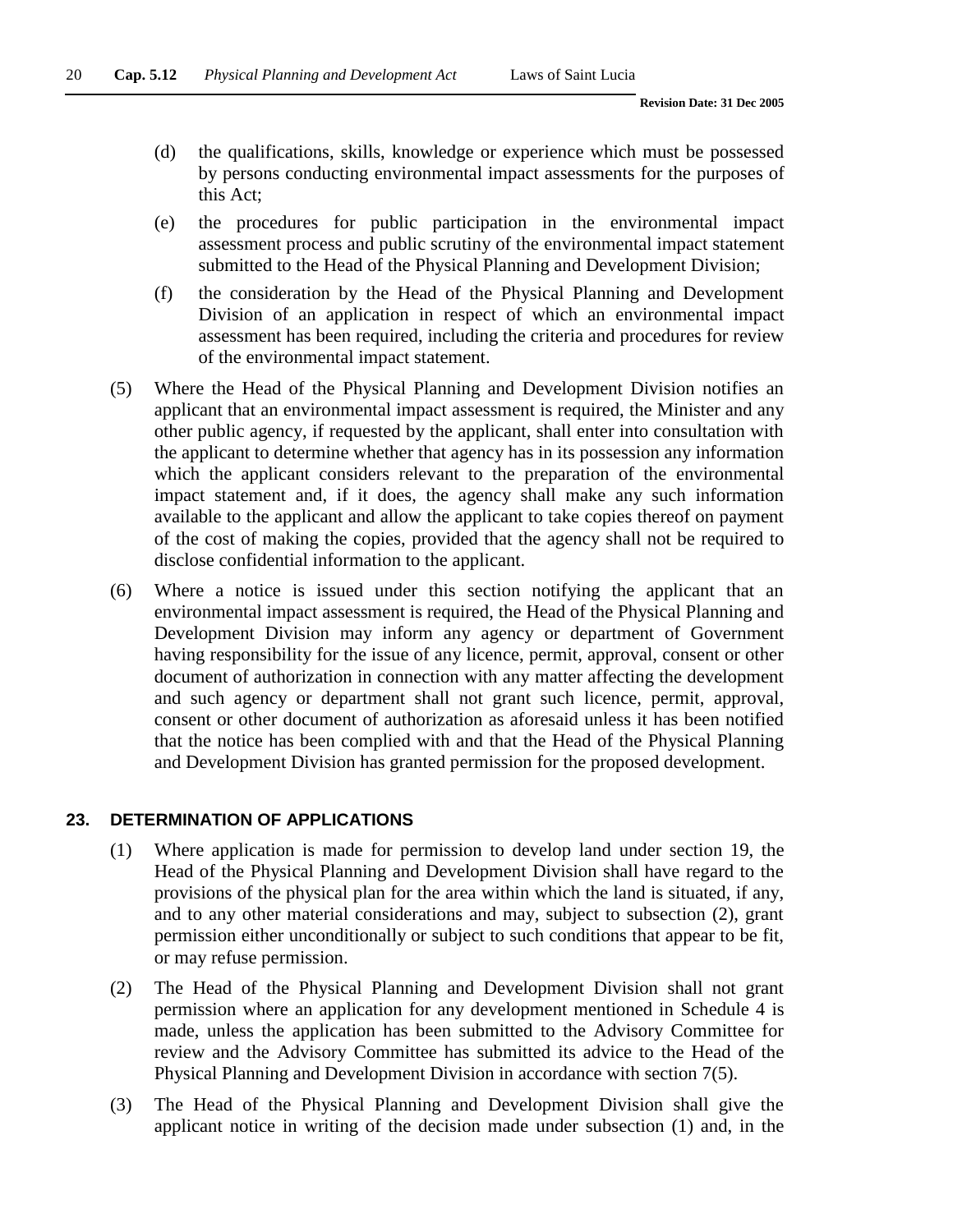(d) the qualifications, skills, knowledge or experience which must be possessed by persons conducting environmental impact assessments for the purposes of this Act;

(e) the procedures for public participation in the environmental impact assessment process and public scrutiny of the environmental impact statement submitted to the Head of the Physical Planning and Development Division;

(f) the consideration by the Head of the Physical Planning and Development Division of an application in respect of which an environmental impact assessment has been required, including the criteria and procedures for review of the environmental impact statement.

(5) Where the Head of the Physical Planning and Development Division notifies an applicant that an environmental impact assessment is required, the Minister and any other public agency, if requested by the applicant, shall enter into consultation with the applicant to determine whether that agency has in its possession any information which the applicant considers relevant to the preparation of the environmental impact statement and, if it does, the agency shall make any such information available to the applicant and allow the applicant to take copies thereof on payment of the cost of making the copies, provided that the agency shall not be required to disclose confidential information to the applicant.

(6) Where a notice is issued under this section notifying the applicant that an environmental impact assessment is required, the Head of the Physical Planning and Development Division may inform any agency or department of Government having responsibility for the issue of any licence, permit, approval, consent or other document of authorization in connection with any matter affecting the development and such agency or department shall not grant such licence, permit, approval, consent or other document of authorization as aforesaid unless it has been notified that the notice has been complied with and that the Head of the Physical Planning and Development Division has granted permission for the proposed development.

## 23. DETERMINATION OF APPLICATIONS

(1) Where application is made for permission to develop land under section 19, the Head of the Physical Planning and Development Division shall have regard to the provisions of the physical plan for the area within which the land is situated, if any, and to any other material considerations and may, subject to subsection (2), grant permission either unconditionally or subject to such conditions that appear to be fit, or may refuse permission.

(2) The Head of the Physical Planning and Development Division shall not grant permission where an application for any development mentioned in Schedule 4 is made, unless the application has been submitted to the Advisory Committee for review and the Advisory Committee has submitted its advice to the Head of the Physical Planning and Development Division in accordance with section 7(5).

(3) The Head of the Physical Planning and Development Division shall give the applicant notice in writing of the decision made under subsection (1) and, in the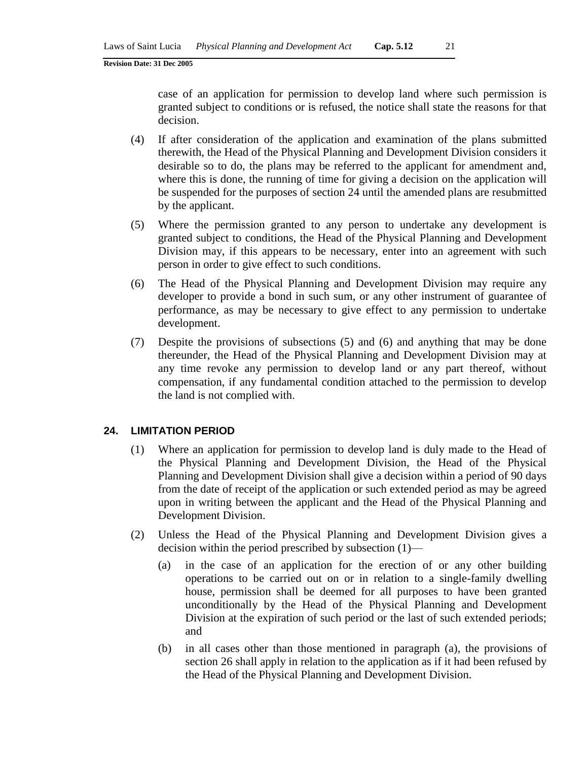case of an application for permission to develop land where such permission is granted subject to conditions or is refused, the notice shall state the reasons for that decision.

(4) If after consideration of the application and examination of the plans submitted therewith, the Head of the Physical Planning and Development Division considers it desirable so to do, the plans may be referred to the applicant for amendment and, where this is done, the running of time for giving a decision on the application will be suspended for the purposes of section 24 until the amended plans are resubmitted by the applicant.

(5) Where the permission granted to any person to undertake any development is granted subject to conditions, the Head of the Physical Planning and Development Division may, if this appears to be necessary, enter into an agreement with such person in order to give effect to such conditions.

(6) The Head of the Physical Planning and Development Division may require any developer to provide a bond in such sum, or any other instrument of guarantee of performance, as may be necessary to give effect to any permission to undertake development.

(7) Despite the provisions of subsections (5) and (6) and anything that may be done thereunder, the Head of the Physical Planning and Development Division may at any time revoke any permission to develop land or any part thereof, without compensation, if any fundamental condition attached to the permission to develop the land is not complied with.

## 24. LIMITATION PERIOD

(1) Where an application for permission to develop land is duly made to the Head of the Physical Planning and Development Division, the Head of the Physical Planning and Development Division shall give a decision within a period of 90 days from the date of receipt of the application or such extended period as may be agreed upon in writing between the applicant and the Head of the Physical Planning and Development Division.

(2) Unless the Head of the Physical Planning and Development Division gives a decision within the period prescribed by subsection (1)—

(a) in the case of an application for the erection of or any other building operations to be carried out on or in relation to a single-family dwelling house, permission shall be deemed for all purposes to have been granted unconditionally by the Head of the Physical Planning and Development Division at the expiration of such period or the last of such extended periods; and

(b) in all cases other than those mentioned in paragraph (a), the provisions of section 26 shall apply in relation to the application as if it had been refused by the Head of the Physical Planning and Development Division.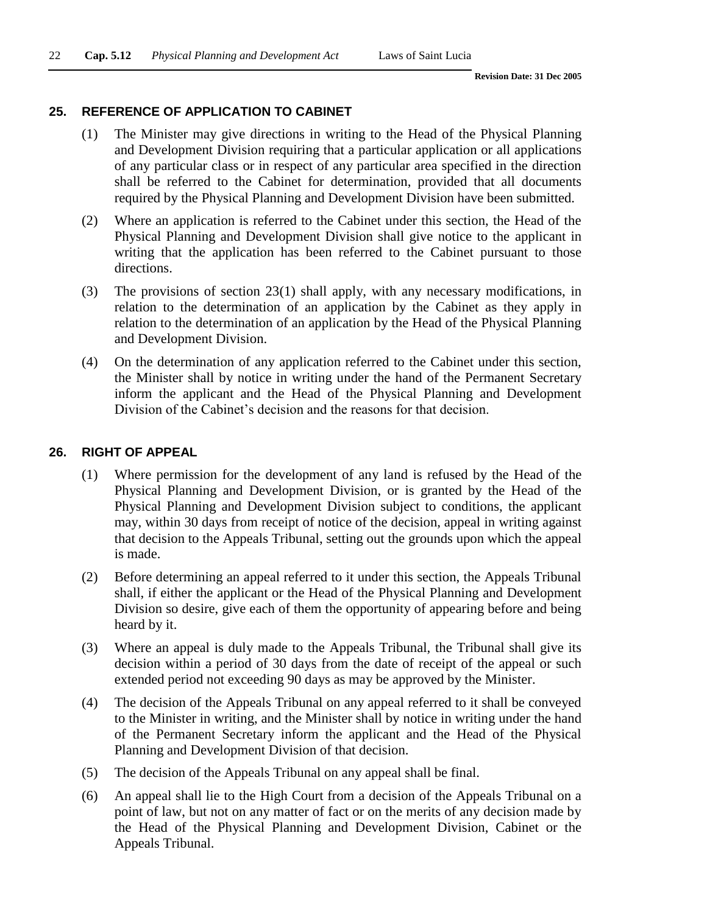## 25. REFERENCE OF APPLICATION TO CABINET

(1) The Minister may give directions in writing to the Head of the Physical Planning and Development Division requiring that a particular application or all applications of any particular class or in respect of any particular area specified in the direction shall be referred to the Cabinet for determination, provided that all documents required by the Physical Planning and Development Division have been submitted.

(2) Where an application is referred to the Cabinet under this section, the Head of the Physical Planning and Development Division shall give notice to the applicant in writing that the application has been referred to the Cabinet pursuant to those directions.

(3) The provisions of section 23(1) shall apply, with any necessary modifications, in relation to the determination of an application by the Cabinet as they apply in relation to the determination of an application by the Head of the Physical Planning and Development Division.

(4) On the determination of any application referred to the Cabinet under this section, the Minister shall by notice in writing under the hand of the Permanent Secretary inform the applicant and the Head of the Physical Planning and Development Division of the Cabinet's decision and the reasons for that decision.

## 26. RIGHT OF APPEAL

(1) Where permission for the development of any land is refused by the Head of the Physical Planning and Development Division, or is granted by the Head of the Physical Planning and Development Division subject to conditions, the applicant may, within 30 days from receipt of notice of the decision, appeal in writing against that decision to the Appeals Tribunal, setting out the grounds upon which the appeal is made.

(2) Before determining an appeal referred to it under this section, the Appeals Tribunal shall, if either the applicant or the Head of the Physical Planning and Development Division so desire, give each of them the opportunity of appearing before and being heard by it.

(3) Where an appeal is duly made to the Appeals Tribunal, the Tribunal shall give its decision within a period of 30 days from the date of receipt of the appeal or such extended period not exceeding 90 days as may be approved by the Minister.

(4) The decision of the Appeals Tribunal on any appeal referred to it shall be conveyed to the Minister in writing, and the Minister shall by notice in writing under the hand of the Permanent Secretary inform the applicant and the Head of the Physical Planning and Development Division of that decision.

(5) The decision of the Appeals Tribunal on any appeal shall be final.

(6) An appeal shall lie to the High Court from a decision of the Appeals Tribunal on a point of law, but not on any matter of fact or on the merits of any decision made by the Head of the Physical Planning and Development Division, Cabinet or the Appeals Tribunal.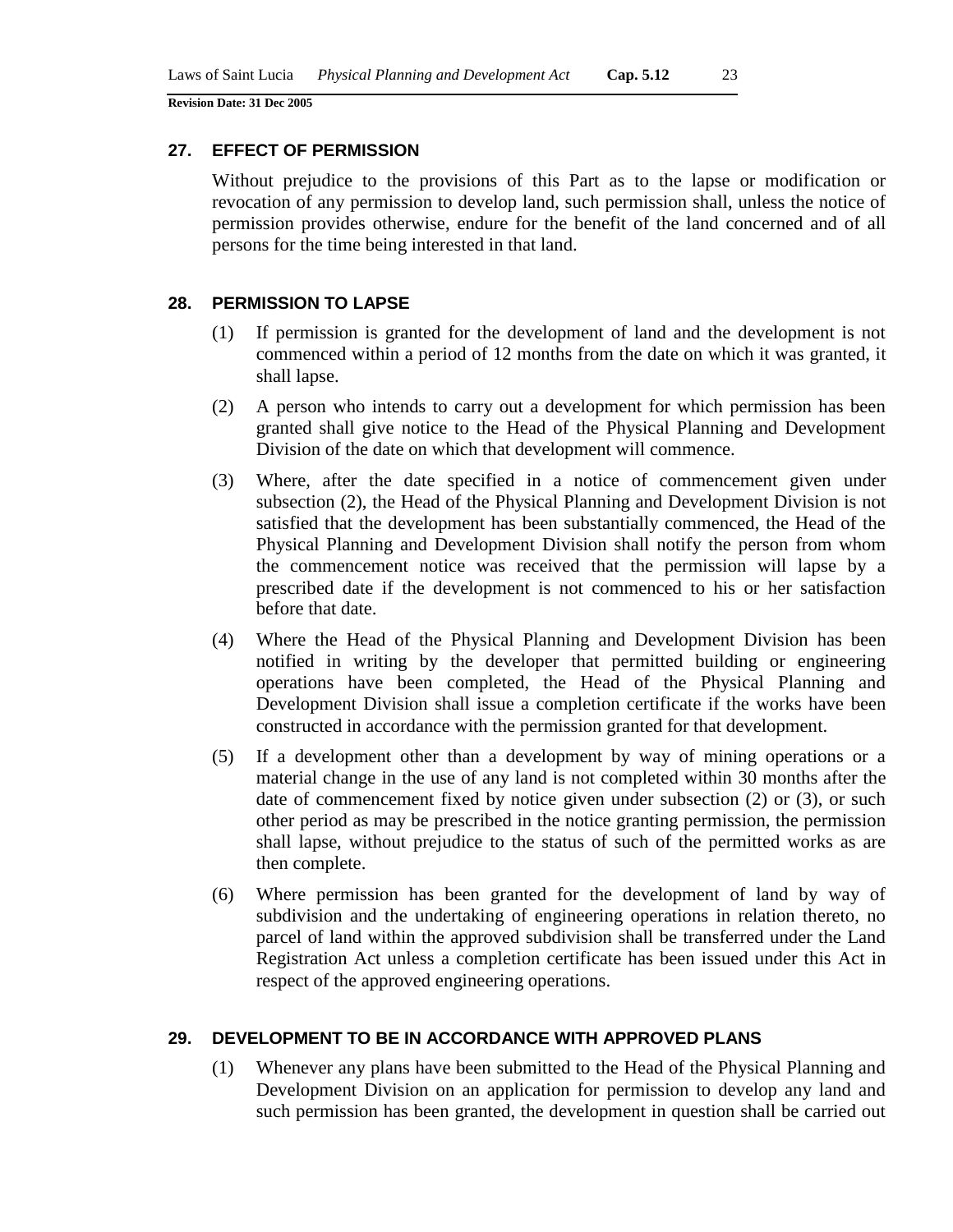## 27. EFFECT OF PERMISSION

Without prejudice to the provisions of this Part as to the lapse or modification or revocation of any permission to develop land, such permission shall, unless the notice of permission provides otherwise, endure for the benefit of the land concerned and of all persons for the time being interested in that land.

## 28. PERMISSION TO LAPSE

(1) If permission is granted for the development of land and the development is not commenced within a period of 12 months from the date on which it was granted, it shall lapse.

(2) A person who intends to carry out a development for which permission has been granted shall give notice to the Head of the Physical Planning and Development Division of the date on which that development will commence.

(3) Where, after the date specified in a notice of commencement given under subsection (2), the Head of the Physical Planning and Development Division is not satisfied that the development has been substantially commenced, the Head of the Physical Planning and Development Division shall notify the person from whom the commencement notice was received that the permission will lapse by a prescribed date if the development is not commenced to his or her satisfaction before that date.

(4) Where the Head of the Physical Planning and Development Division has been notified in writing by the developer that permitted building or engineering operations have been completed, the Head of the Physical Planning and Development Division shall issue a completion certificate if the works have been constructed in accordance with the permission granted for that development.

(5) If a development other than a development by way of mining operations or a material change in the use of any land is not completed within 30 months after the date of commencement fixed by notice given under subsection (2) or (3), or such other period as may be prescribed in the notice granting permission, the permission shall lapse, without prejudice to the status of such of the permitted works as are then complete.

(6) Where permission has been granted for the development of land by way of subdivision and the undertaking of engineering operations in relation thereto, no parcel of land within the approved subdivision shall be transferred under the Land Registration Act unless a completion certificate has been issued under this Act in respect of the approved engineering operations.

## 29. DEVELOPMENT TO BE IN ACCORDANCE WITH APPROVED PLANS

(1) Whenever any plans have been submitted to the Head of the Physical Planning and Development Division on an application for permission to develop any land and such permission has been granted, the development in question shall be carried out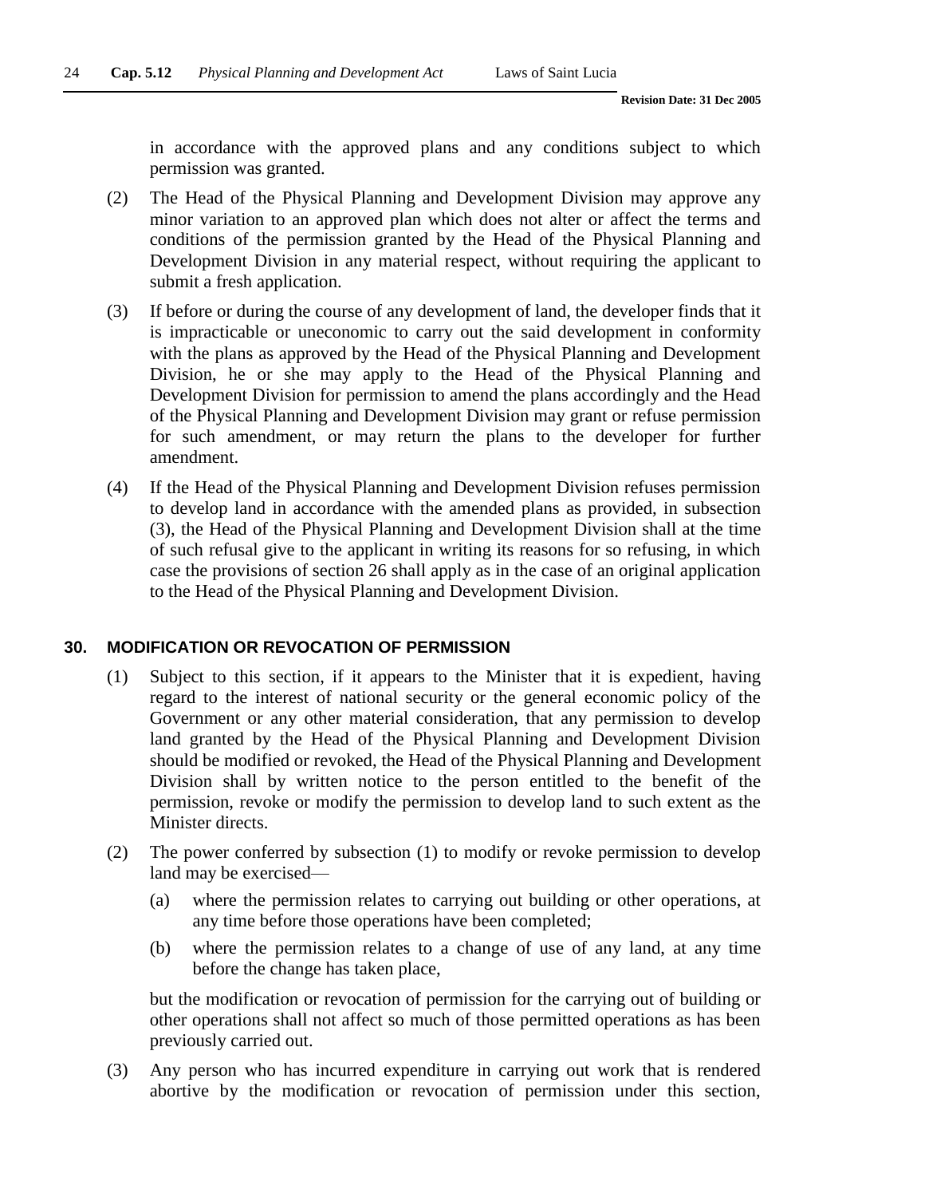in accordance with the approved plans and any conditions subject to which permission was granted.

(2) The Head of the Physical Planning and Development Division may approve any minor variation to an approved plan which does not alter or affect the terms and conditions of the permission granted by the Head of the Physical Planning and Development Division in any material respect, without requiring the applicant to submit a fresh application.

(3) If before or during the course of any development of land, the developer finds that it is impracticable or uneconomic to carry out the said development in conformity with the plans as approved by the Head of the Physical Planning and Development Division, he or she may apply to the Head of the Physical Planning and Development Division for permission to amend the plans accordingly and the Head of the Physical Planning and Development Division may grant or refuse permission for such amendment, or may return the plans to the developer for further amendment.

(4) If the Head of the Physical Planning and Development Division refuses permission to develop land in accordance with the amended plans as provided, in subsection (3), the Head of the Physical Planning and Development Division shall at the time of such refusal give to the applicant in writing its reasons for so refusing, in which case the provisions of section 26 shall apply as in the case of an original application to the Head of the Physical Planning and Development Division.

## 30. MODIFICATION OR REVOCATION OF PERMISSION

(1) Subject to this section, if it appears to the Minister that it is expedient, having regard to the interest of national security or the general economic policy of the Government or any other material consideration, that any permission to develop land granted by the Head of the Physical Planning and Development Division should be modified or revoked, the Head of the Physical Planning and Development Division shall by written notice to the person entitled to the benefit of the permission, revoke or modify the permission to develop land to such extent as the Minister directs.

(2) The power conferred by subsection (1) to modify or revoke permission to develop land may be exercised—

(a) where the permission relates to carrying out building or other operations, at any time before those operations have been completed;

(b) where the permission relates to a change of use of any land, at any time before the change has taken place,

but the modification or revocation of permission for the carrying out of building or other operations shall not affect so much of those permitted operations as has been previously carried out.

(3) Any person who has incurred expenditure in carrying out work that is rendered abortive by the modification or revocation of permission under this section,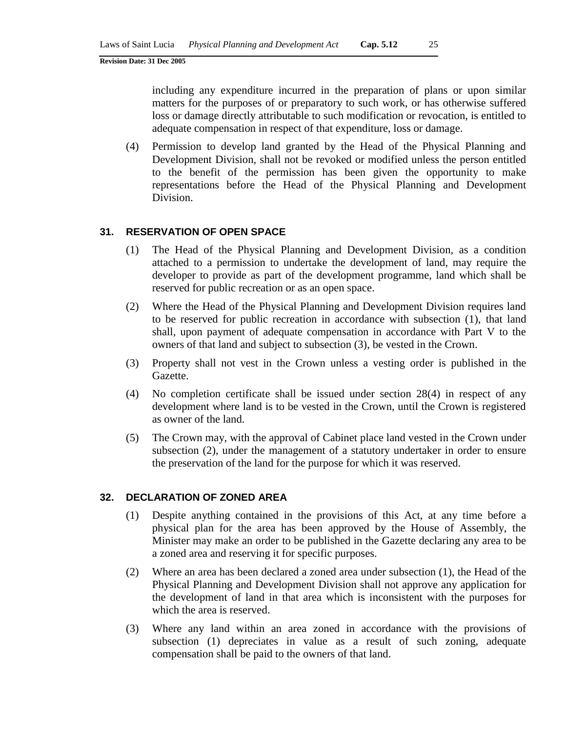including any expenditure incurred in the preparation of plans or upon similar matters for the purposes of or preparatory to such work, or has otherwise suffered loss or damage directly attributable to such modification or revocation, is entitled to adequate compensation in respect of that expenditure, loss or damage.

(4) Permission to develop land granted by the Head of the Physical Planning and Development Division, shall not be revoked or modified unless the person entitled to the benefit of the permission has been given the opportunity to make representations before the Head of the Physical Planning and Development Division.

## 31. RESERVATION OF OPEN SPACE

(1) The Head of the Physical Planning and Development Division, as a condition attached to a permission to undertake the development of land, may require the developer to provide as part of the development programme, land which shall be reserved for public recreation or as an open space.

(2) Where the Head of the Physical Planning and Development Division requires land to be reserved for public recreation in accordance with subsection (1), that land shall, upon payment of adequate compensation in accordance with Part V to the owners of that land and subject to subsection (3), be vested in the Crown.

(3) Property shall not vest in the Crown unless a vesting order is published in the Gazette.

(4) No completion certificate shall be issued under section 28(4) in respect of any development where land is to be vested in the Crown, until the Crown is registered as owner of the land.

(5) The Crown may, with the approval of Cabinet place land vested in the Crown under subsection (2), under the management of a statutory undertaker in order to ensure the preservation of the land for the purpose for which it was reserved.

## 32. DECLARATION OF ZONED AREA

(1) Despite anything contained in the provisions of this Act, at any time before a physical plan for the area has been approved by the House of Assembly, the Minister may make an order to be published in the Gazette declaring any area to be a zoned area and reserving it for specific purposes.

(2) Where an area has been declared a zoned area under subsection (1), the Head of the Physical Planning and Development Division shall not approve any application for the development of land in that area which is inconsistent with the purposes for which the area is reserved.

(3) Where any land within an area zoned in accordance with the provisions of subsection (1) depreciates in value as a result of such zoning, adequate compensation shall be paid to the owners of that land.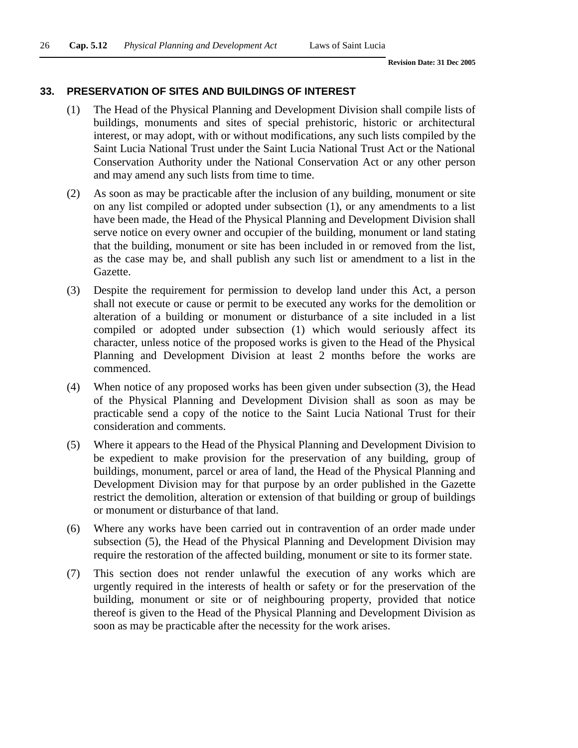## 33. PRESERVATION OF SITES AND BUILDINGS OF INTEREST

(1) The Head of the Physical Planning and Development Division shall compile lists of buildings, monuments and sites of special prehistoric, historic or architectural interest, or may adopt, with or without modifications, any such lists compiled by the Saint Lucia National Trust under the Saint Lucia National Trust Act or the National Conservation Authority under the National Conservation Act or any other person and may amend any such lists from time to time.

(2) As soon as may be practicable after the inclusion of any building, monument or site on any list compiled or adopted under subsection (1), or any amendments to a list have been made, the Head of the Physical Planning and Development Division shall serve notice on every owner and occupier of the building, monument or land stating that the building, monument or site has been included in or removed from the list, as the case may be, and shall publish any such list or amendment to a list in the Gazette.

(3) Despite the requirement for permission to develop land under this Act, a person shall not execute or cause or permit to be executed any works for the demolition or alteration of a building or monument or disturbance of a site included in a list compiled or adopted under subsection (1) which would seriously affect its character, unless notice of the proposed works is given to the Head of the Physical Planning and Development Division at least 2 months before the works are commenced.

(4) When notice of any proposed works has been given under subsection (3), the Head of the Physical Planning and Development Division shall as soon as may be practicable send a copy of the notice to the Saint Lucia National Trust for their consideration and comments.

(5) Where it appears to the Head of the Physical Planning and Development Division to be expedient to make provision for the preservation of any building, group of buildings, monument, parcel or area of land, the Head of the Physical Planning and Development Division may for that purpose by an order published in the Gazette restrict the demolition, alteration or extension of that building or group of buildings or monument or disturbance of that land.

(6) Where any works have been carried out in contravention of an order made under subsection (5), the Head of the Physical Planning and Development Division may require the restoration of the affected building, monument or site to its former state.

(7) This section does not render unlawful the execution of any works which are urgently required in the interests of health or safety or for the preservation of the building, monument or site or of neighbouring property, provided that notice thereof is given to the Head of the Physical Planning and Development Division as soon as may be practicable after the necessity for the work arises.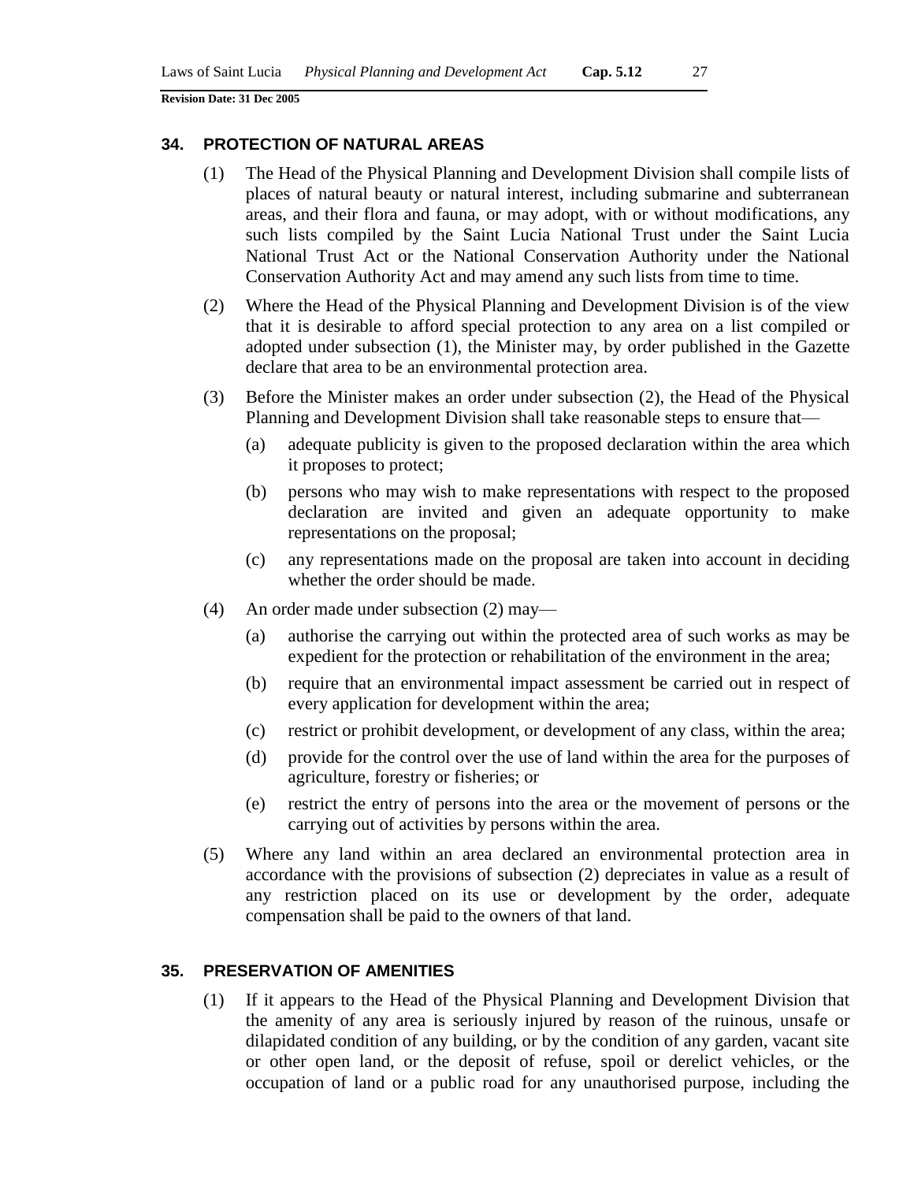## 34. PROTECTION OF NATURAL AREAS

(1) The Head of the Physical Planning and Development Division shall compile lists of places of natural beauty or natural interest, including submarine and subterranean areas, and their flora and fauna, or may adopt, with or without modifications, any such lists compiled by the Saint Lucia National Trust under the Saint Lucia National Trust Act or the National Conservation Authority under the National Conservation Authority Act and may amend any such lists from time to time.

(2) Where the Head of the Physical Planning and Development Division is of the view that it is desirable to afford special protection to any area on a list compiled or adopted under subsection (1), the Minister may, by order published in the Gazette declare that area to be an environmental protection area.

(3) Before the Minister makes an order under subsection (2), the Head of the Physical Planning and Development Division shall take reasonable steps to ensure that—

- (a) adequate publicity is given to the proposed declaration within the area which it proposes to protect;
- (b) persons who may wish to make representations with respect to the proposed declaration are invited and given an adequate opportunity to make representations on the proposal;
- (c) any representations made on the proposal are taken into account in deciding whether the order should be made.

(4) An order made under subsection (2) may—

- (a) authorise the carrying out within the protected area of such works as may be expedient for the protection or rehabilitation of the environment in the area;
- (b) require that an environmental impact assessment be carried out in respect of every application for development within the area;
- (c) restrict or prohibit development, or development of any class, within the area;
- (d) provide for the control over the use of land within the area for the purposes of agriculture, forestry or fisheries; or
- (e) restrict the entry of persons into the area or the movement of persons or the carrying out of activities by persons within the area.

(5) Where any land within an area declared an environmental protection area in accordance with the provisions of subsection (2) depreciates in value as a result of any restriction placed on its use or development by the order, adequate compensation shall be paid to the owners of that land.

## 35. PRESERVATION OF AMENITIES

(1) If it appears to the Head of the Physical Planning and Development Division that the amenity of any area is seriously injured by reason of the ruinous, unsafe or dilapidated condition of any building, or by the condition of any garden, vacant site or other open land, or the deposit of refuse, spoil or derelict vehicles, or the occupation of land or a public road for any unauthorised purpose, including the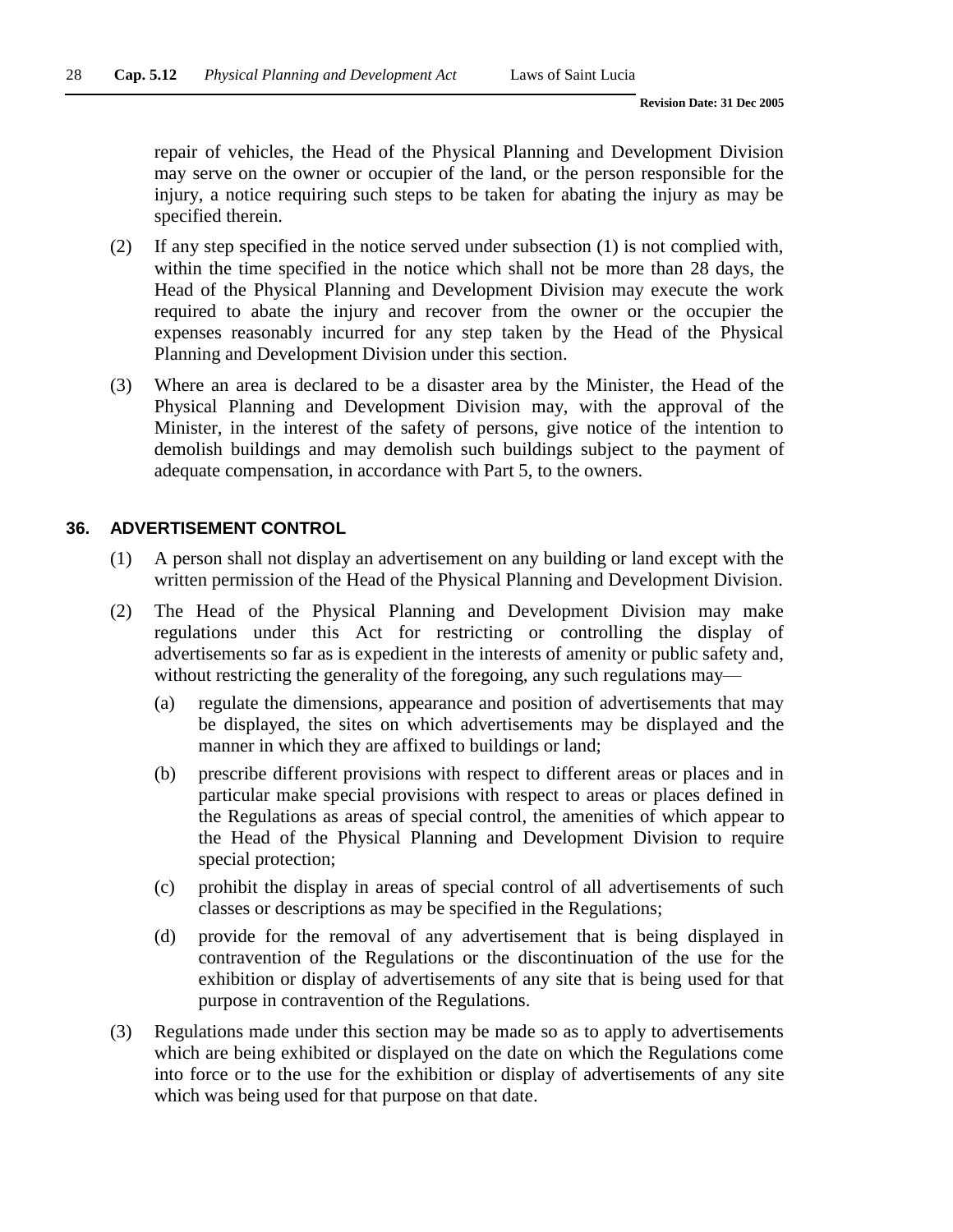repair of vehicles, the Head of the Physical Planning and Development Division may serve on the owner or occupier of the land, or the person responsible for the injury, a notice requiring such steps to be taken for abating the injury as may be specified therein.

(2) If any step specified in the notice served under subsection (1) is not complied with, within the time specified in the notice which shall not be more than 28 days, the Head of the Physical Planning and Development Division may execute the work required to abate the injury and recover from the owner or the occupier the expenses reasonably incurred for any step taken by the Head of the Physical Planning and Development Division under this section.

(3) Where an area is declared to be a disaster area by the Minister, the Head of the Physical Planning and Development Division may, with the approval of the Minister, in the interest of the safety of persons, give notice of the intention to demolish buildings and may demolish such buildings subject to the payment of adequate compensation, in accordance with Part 5, to the owners.

## 36. ADVERTISEMENT CONTROL

(1) A person shall not display an advertisement on any building or land except with the written permission of the Head of the Physical Planning and Development Division.

(2) The Head of the Physical Planning and Development Division may make regulations under this Act for restricting or controlling the display of advertisements so far as is expedient in the interests of amenity or public safety and, without restricting the generality of the foregoing, any such regulations may—

(a) regulate the dimensions, appearance and position of advertisements that may be displayed, the sites on which advertisements may be displayed and the manner in which they are affixed to buildings or land;

(b) prescribe different provisions with respect to different areas or places and in particular make special provisions with respect to areas or places defined in the Regulations as areas of special control, the amenities of which appear to the Head of the Physical Planning and Development Division to require special protection;

(c) prohibit the display in areas of special control of all advertisements of such classes or descriptions as may be specified in the Regulations;

(d) provide for the removal of any advertisement that is being displayed in contravention of the Regulations or the discontinuation of the use for the exhibition or display of advertisements of any site that is being used for that purpose in contravention of the Regulations.

(3) Regulations made under this section may be made so as to apply to advertisements which are being exhibited or displayed on the date on which the Regulations come into force or to the use for the exhibition or display of advertisements of any site which was being used for that purpose on that date.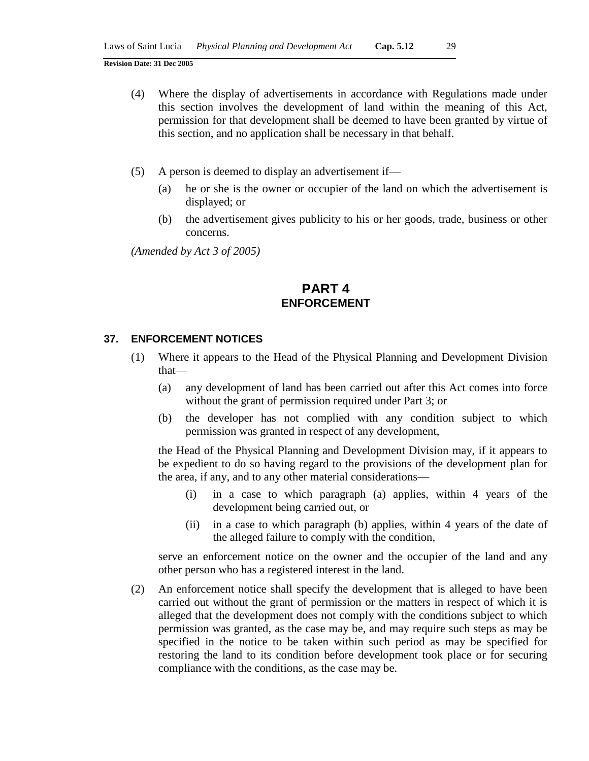(4) Where the display of advertisements in accordance with Regulations made under this section involves the development of land within the meaning of this Act, permission for that development shall be deemed to have been granted by virtue of this section, and no application shall be necessary in that behalf.

(5) A person is deemed to display an advertisement if—

(a) he or she is the owner or occupier of the land on which the advertisement is displayed; or

(b) the advertisement gives publicity to his or her goods, trade, business or other concerns.

*(Amended by Act 3 of 2005)*

# PART 4
## ENFORCEMENT

### 37. ENFORCEMENT NOTICES

(1) Where it appears to the Head of the Physical Planning and Development Division that—

(a) any development of land has been carried out after this Act comes into force without the grant of permission required under Part 3; or

(b) the developer has not complied with any condition subject to which permission was granted in respect of any development,

the Head of the Physical Planning and Development Division may, if it appears to be expedient to do so having regard to the provisions of the development plan for the area, if any, and to any other material considerations—

(i) in a case to which paragraph (a) applies, within 4 years of the development being carried out, or

(ii) in a case to which paragraph (b) applies, within 4 years of the date of the alleged failure to comply with the condition,

serve an enforcement notice on the owner and the occupier of the land and any other person who has a registered interest in the land.

(2) An enforcement notice shall specify the development that is alleged to have been carried out without the grant of permission or the matters in respect of which it is alleged that the development does not comply with the conditions subject to which permission was granted, as the case may be, and may require such steps as may be specified in the notice to be taken within such period as may be specified for restoring the land to its condition before development took place or for securing compliance with the conditions, as the case may be.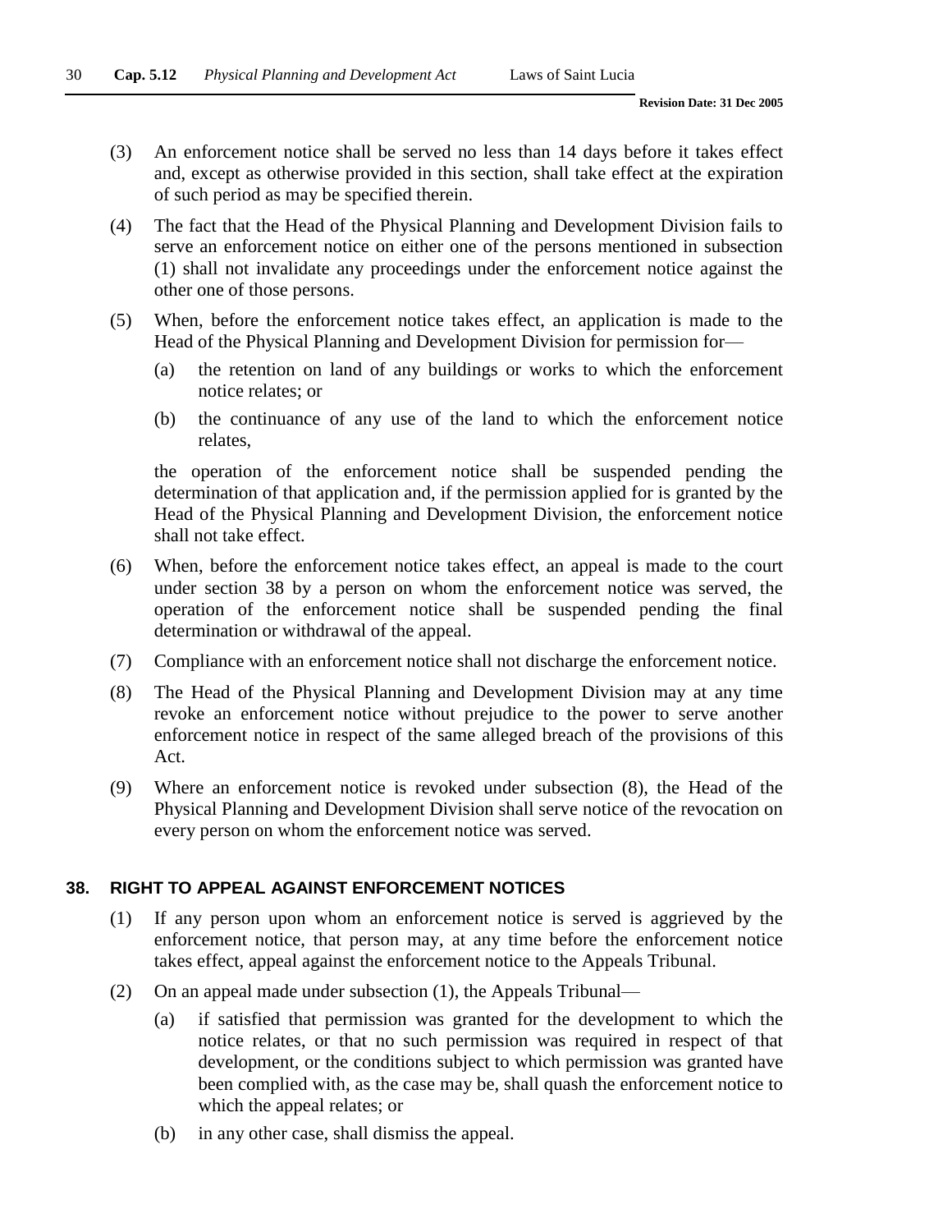(3) An enforcement notice shall be served no less than 14 days before it takes effect and, except as otherwise provided in this section, shall take effect at the expiration of such period as may be specified therein.

(4) The fact that the Head of the Physical Planning and Development Division fails to serve an enforcement notice on either one of the persons mentioned in subsection (1) shall not invalidate any proceedings under the enforcement notice against the other one of those persons.

(5) When, before the enforcement notice takes effect, an application is made to the Head of the Physical Planning and Development Division for permission for—

   (a) the retention on land of any buildings or works to which the enforcement notice relates; or

   (b) the continuance of any use of the land to which the enforcement notice relates,

   the operation of the enforcement notice shall be suspended pending the determination of that application and, if the permission applied for is granted by the Head of the Physical Planning and Development Division, the enforcement notice shall not take effect.

(6) When, before the enforcement notice takes effect, an appeal is made to the court under section 38 by a person on whom the enforcement notice was served, the operation of the enforcement notice shall be suspended pending the final determination or withdrawal of the appeal.

(7) Compliance with an enforcement notice shall not discharge the enforcement notice.

(8) The Head of the Physical Planning and Development Division may at any time revoke an enforcement notice without prejudice to the power to serve another enforcement notice in respect of the same alleged breach of the provisions of this Act.

(9) Where an enforcement notice is revoked under subsection (8), the Head of the Physical Planning and Development Division shall serve notice of the revocation on every person on whom the enforcement notice was served.

## 38. RIGHT TO APPEAL AGAINST ENFORCEMENT NOTICES

(1) If any person upon whom an enforcement notice is served is aggrieved by the enforcement notice, that person may, at any time before the enforcement notice takes effect, appeal against the enforcement notice to the Appeals Tribunal.

(2) On an appeal made under subsection (1), the Appeals Tribunal—

   (a) if satisfied that permission was granted for the development to which the notice relates, or that no such permission was required in respect of that development, or the conditions subject to which permission was granted have been complied with, as the case may be, shall quash the enforcement notice to which the appeal relates; or

   (b) in any other case, shall dismiss the appeal.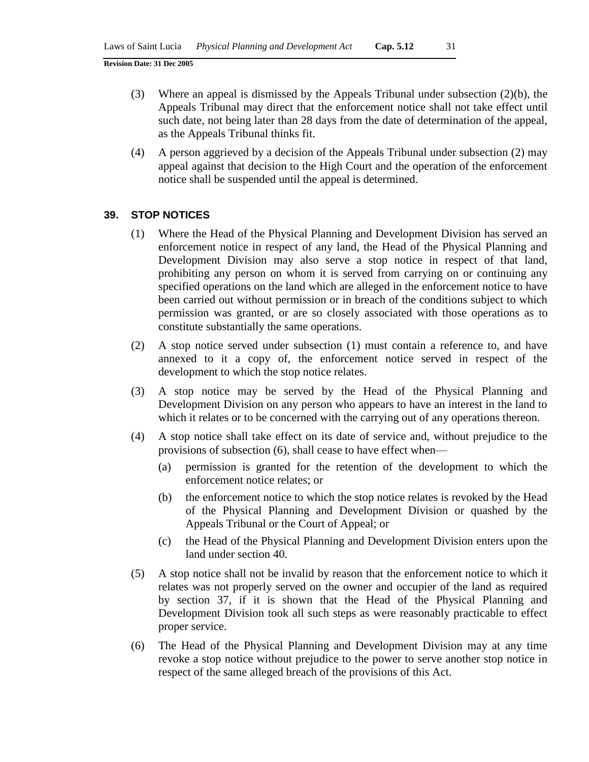(3) Where an appeal is dismissed by the Appeals Tribunal under subsection (2)(b), the Appeals Tribunal may direct that the enforcement notice shall not take effect until such date, not being later than 28 days from the date of determination of the appeal, as the Appeals Tribunal thinks fit.

(4) A person aggrieved by a decision of the Appeals Tribunal under subsection (2) may appeal against that decision to the High Court and the operation of the enforcement notice shall be suspended until the appeal is determined.

## 39. STOP NOTICES

(1) Where the Head of the Physical Planning and Development Division has served an enforcement notice in respect of any land, the Head of the Physical Planning and Development Division may also serve a stop notice in respect of that land, prohibiting any person on whom it is served from carrying on or continuing any specified operations on the land which are alleged in the enforcement notice to have been carried out without permission or in breach of the conditions subject to which permission was granted, or are so closely associated with those operations as to constitute substantially the same operations.

(2) A stop notice served under subsection (1) must contain a reference to, and have annexed to it a copy of, the enforcement notice served in respect of the development to which the stop notice relates.

(3) A stop notice may be served by the Head of the Physical Planning and Development Division on any person who appears to have an interest in the land to which it relates or to be concerned with the carrying out of any operations thereon.

(4) A stop notice shall take effect on its date of service and, without prejudice to the provisions of subsection (6), shall cease to have effect when—

- (a) permission is granted for the retention of the development to which the enforcement notice relates; or
- (b) the enforcement notice to which the stop notice relates is revoked by the Head of the Physical Planning and Development Division or quashed by the Appeals Tribunal or the Court of Appeal; or
- (c) the Head of the Physical Planning and Development Division enters upon the land under section 40.

(5) A stop notice shall not be invalid by reason that the enforcement notice to which it relates was not properly served on the owner and occupier of the land as required by section 37, if it is shown that the Head of the Physical Planning and Development Division took all such steps as were reasonably practicable to effect proper service.

(6) The Head of the Physical Planning and Development Division may at any time revoke a stop notice without prejudice to the power to serve another stop notice in respect of the same alleged breach of the provisions of this Act.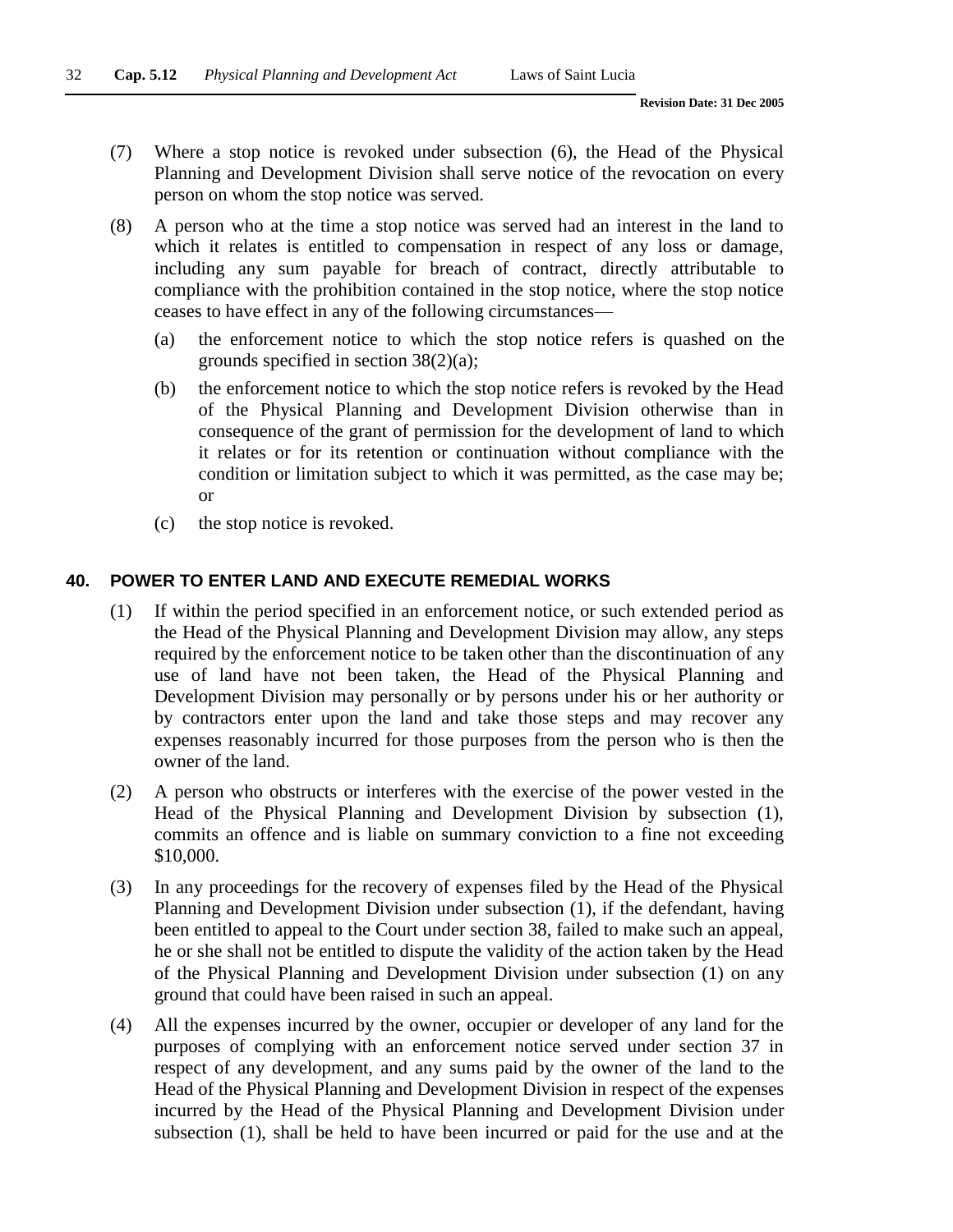(7) Where a stop notice is revoked under subsection (6), the Head of the Physical Planning and Development Division shall serve notice of the revocation on every person on whom the stop notice was served.

(8) A person who at the time a stop notice was served had an interest in the land to which it relates is entitled to compensation in respect of any loss or damage, including any sum payable for breach of contract, directly attributable to compliance with the prohibition contained in the stop notice, where the stop notice ceases to have effect in any of the following circumstances—

(a) the enforcement notice to which the stop notice refers is quashed on the grounds specified in section 38(2)(a);

(b) the enforcement notice to which the stop notice refers is revoked by the Head of the Physical Planning and Development Division otherwise than in consequence of the grant of permission for the development of land to which it relates or for its retention or continuation without compliance with the condition or limitation subject to which it was permitted, as the case may be; or

(c) the stop notice is revoked.

## 40. POWER TO ENTER LAND AND EXECUTE REMEDIAL WORKS

(1) If within the period specified in an enforcement notice, or such extended period as the Head of the Physical Planning and Development Division may allow, any steps required by the enforcement notice to be taken other than the discontinuation of any use of land have not been taken, the Head of the Physical Planning and Development Division may personally or by persons under his or her authority or by contractors enter upon the land and take those steps and may recover any expenses reasonably incurred for those purposes from the person who is then the owner of the land.

(2) A person who obstructs or interferes with the exercise of the power vested in the Head of the Physical Planning and Development Division by subsection (1), commits an offence and is liable on summary conviction to a fine not exceeding $10,000.

(3) In any proceedings for the recovery of expenses filed by the Head of the Physical Planning and Development Division under subsection (1), if the defendant, having been entitled to appeal to the Court under section 38, failed to make such an appeal, he or she shall not be entitled to dispute the validity of the action taken by the Head of the Physical Planning and Development Division under subsection (1) on any ground that could have been raised in such an appeal.

(4) All the expenses incurred by the owner, occupier or developer of any land for the purposes of complying with an enforcement notice served under section 37 in respect of any development, and any sums paid by the owner of the land to the Head of the Physical Planning and Development Division in respect of the expenses incurred by the Head of the Physical Planning and Development Division under subsection (1), shall be held to have been incurred or paid for the use and at the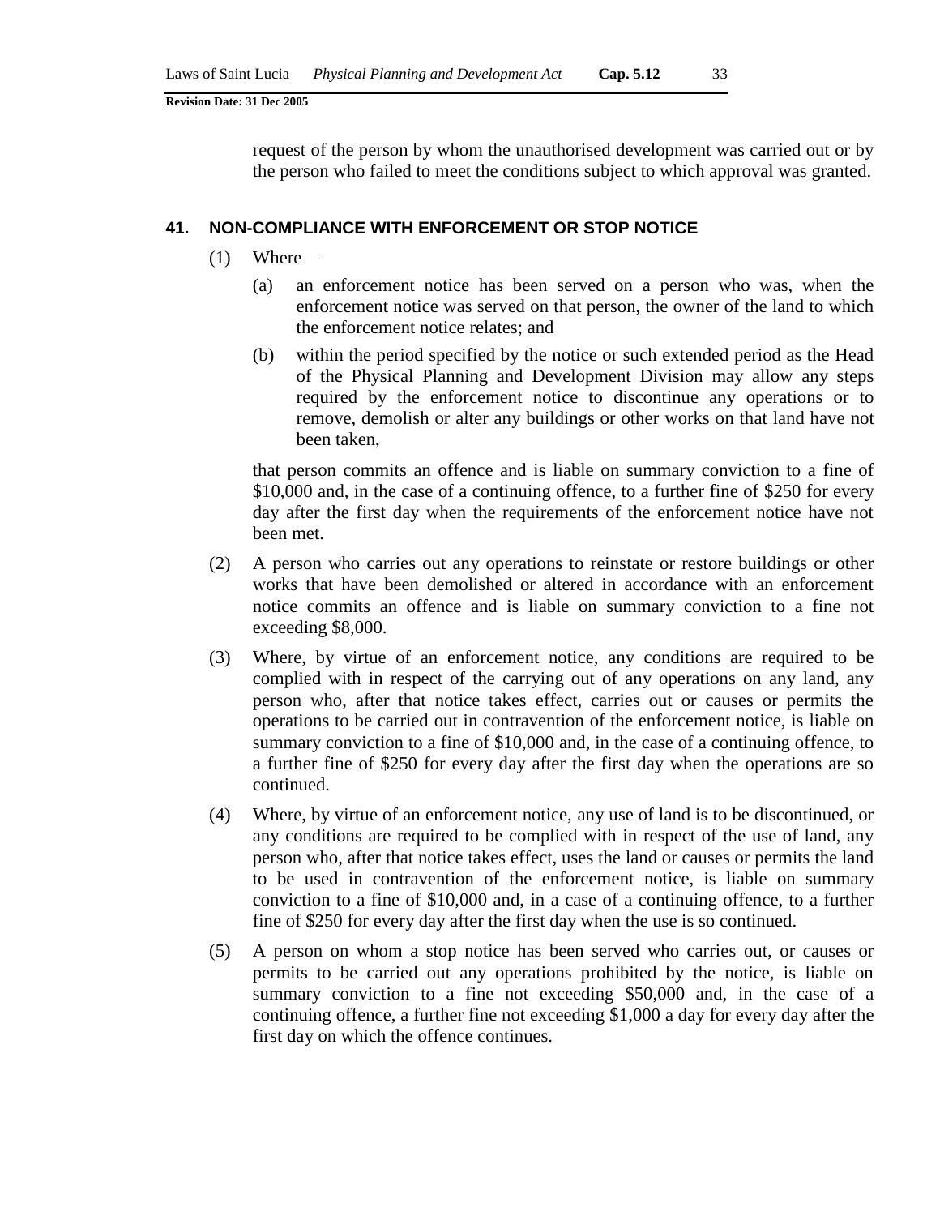request of the person by whom the unauthorised development was carried out or by the person who failed to meet the conditions subject to which approval was granted.

### 41. NON-COMPLIANCE WITH ENFORCEMENT OR STOP NOTICE

(1) Where—

(a) an enforcement notice has been served on a person who was, when the enforcement notice was served on that person, the owner of the land to which the enforcement notice relates; and

(b) within the period specified by the notice or such extended period as the Head of the Physical Planning and Development Division may allow any steps required by the enforcement notice to discontinue any operations or to remove, demolish or alter any buildings or other works on that land have not been taken,

that person commits an offence and is liable on summary conviction to a fine of $10,000 and, in the case of a continuing offence, to a further fine of $250 for every day after the first day when the requirements of the enforcement notice have not been met.

(2) A person who carries out any operations to reinstate or restore buildings or other works that have been demolished or altered in accordance with an enforcement notice commits an offence and is liable on summary conviction to a fine not exceeding $8,000.

(3) Where, by virtue of an enforcement notice, any conditions are required to be complied with in respect of the carrying out of any operations on any land, any person who, after that notice takes effect, carries out or causes or permits the operations to be carried out in contravention of the enforcement notice, is liable on summary conviction to a fine of $10,000 and, in the case of a continuing offence, to a further fine of $250 for every day after the first day when the operations are so continued.

(4) Where, by virtue of an enforcement notice, any use of land is to be discontinued, or any conditions are required to be complied with in respect of the use of land, any person who, after that notice takes effect, uses the land or causes or permits the land to be used in contravention of the enforcement notice, is liable on summary conviction to a fine of $10,000 and, in a case of a continuing offence, to a further fine of $250 for every day after the first day when the use is so continued.

(5) A person on whom a stop notice has been served who carries out, or causes or permits to be carried out any operations prohibited by the notice, is liable on summary conviction to a fine not exceeding $50,000 and, in the case of a continuing offence, a further fine not exceeding $1,000 a day for every day after the first day on which the offence continues.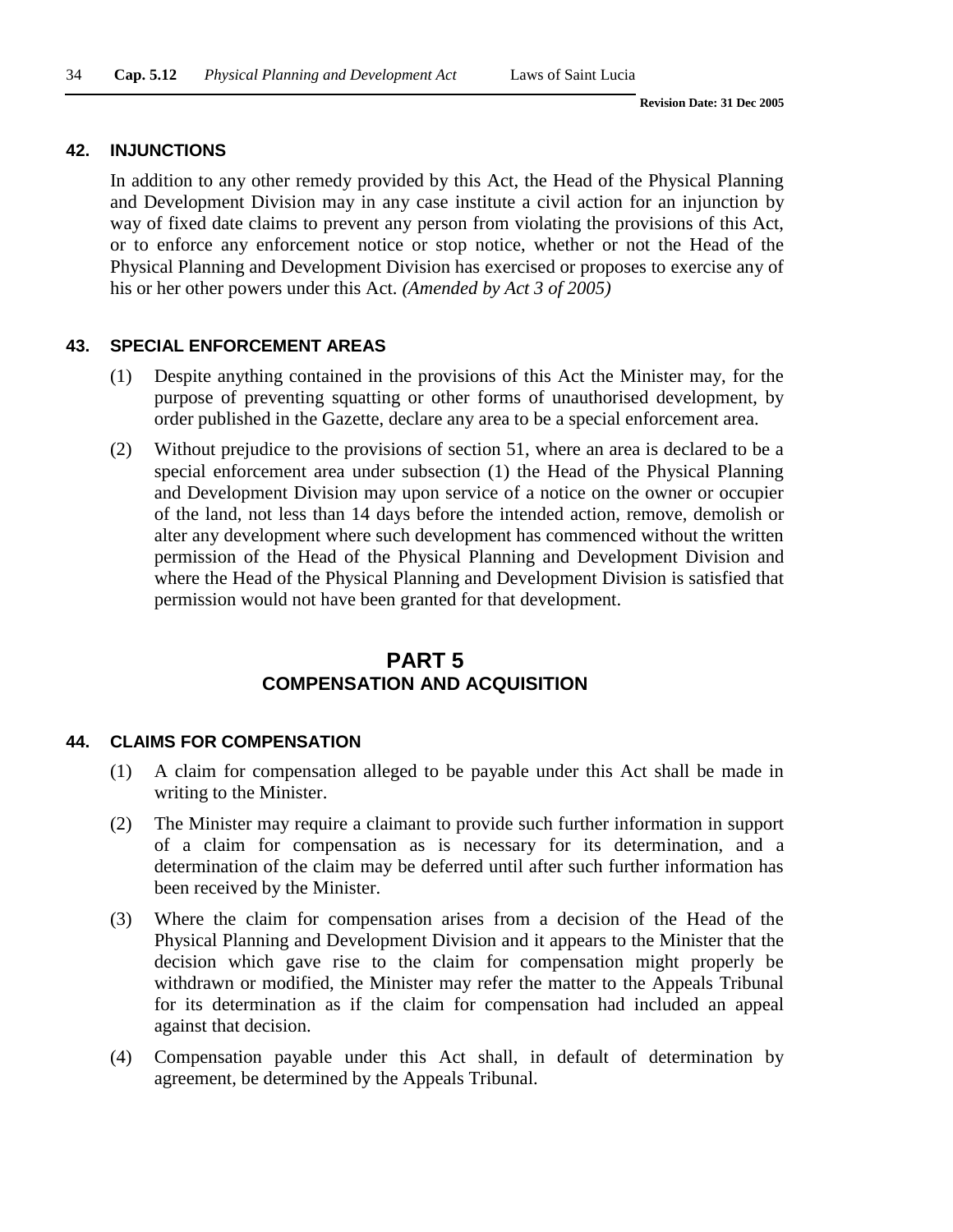### 42. INJUNCTIONS

In addition to any other remedy provided by this Act, the Head of the Physical Planning and Development Division may in any case institute a civil action for an injunction by way of fixed date claims to prevent any person from violating the provisions of this Act, or to enforce any enforcement notice or stop notice, whether or not the Head of the Physical Planning and Development Division has exercised or proposes to exercise any of his or her other powers under this Act. *(Amended by Act 3 of 2005)*

### 43. SPECIAL ENFORCEMENT AREAS

(1) Despite anything contained in the provisions of this Act the Minister may, for the purpose of preventing squatting or other forms of unauthorised development, by order published in the Gazette, declare any area to be a special enforcement area.

(2) Without prejudice to the provisions of section 51, where an area is declared to be a special enforcement area under subsection (1) the Head of the Physical Planning and Development Division may upon service of a notice on the owner or occupier of the land, not less than 14 days before the intended action, remove, demolish or alter any development where such development has commenced without the written permission of the Head of the Physical Planning and Development Division and where the Head of the Physical Planning and Development Division is satisfied that permission would not have been granted for that development.

## PART 5
## COMPENSATION AND ACQUISITION

### 44. CLAIMS FOR COMPENSATION

(1) A claim for compensation alleged to be payable under this Act shall be made in writing to the Minister.

(2) The Minister may require a claimant to provide such further information in support of a claim for compensation as is necessary for its determination, and a determination of the claim may be deferred until after such further information has been received by the Minister.

(3) Where the claim for compensation arises from a decision of the Head of the Physical Planning and Development Division and it appears to the Minister that the decision which gave rise to the claim for compensation might properly be withdrawn or modified, the Minister may refer the matter to the Appeals Tribunal for its determination as if the claim for compensation had included an appeal against that decision.

(4) Compensation payable under this Act shall, in default of determination by agreement, be determined by the Appeals Tribunal.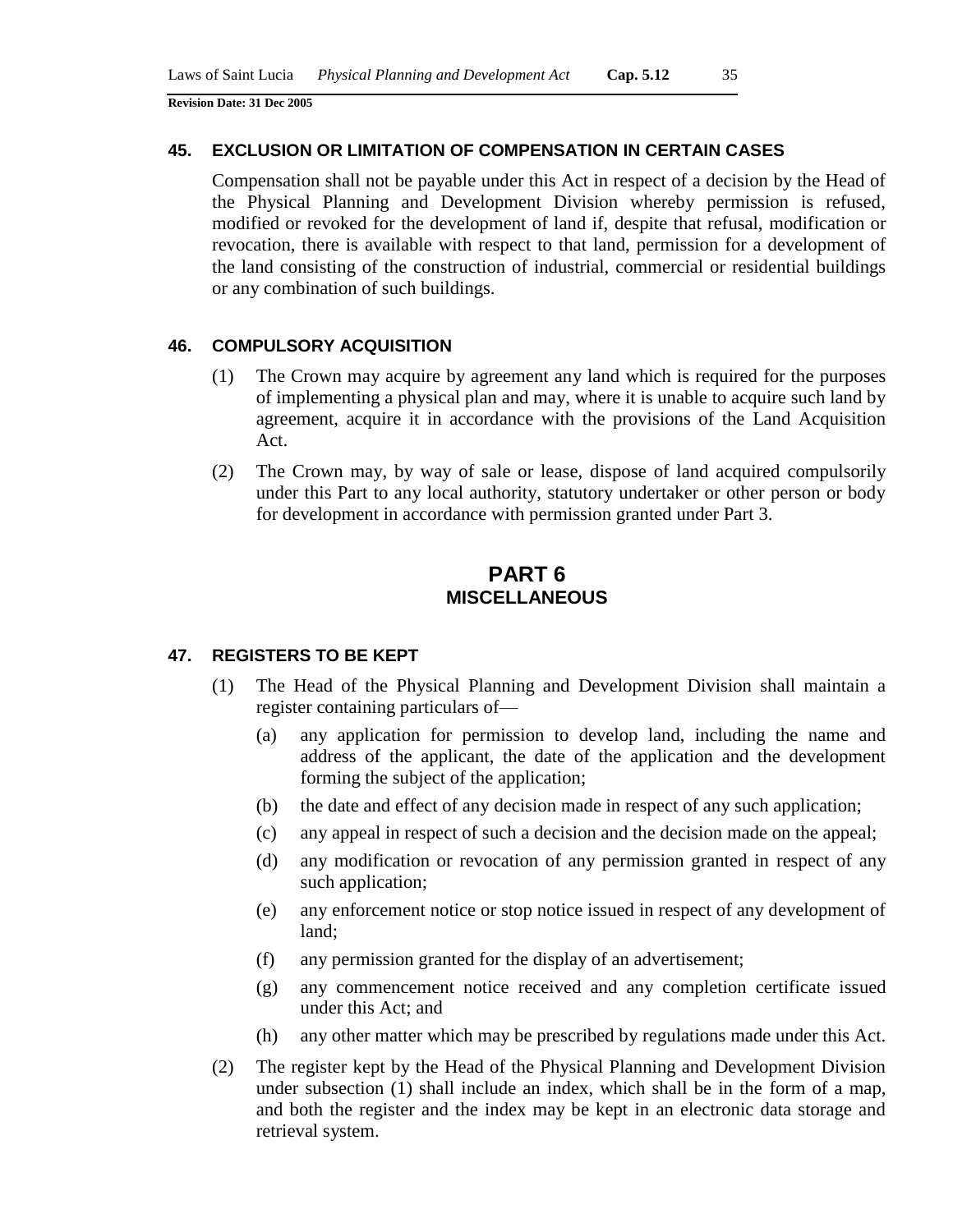### 45. EXCLUSION OR LIMITATION OF COMPENSATION IN CERTAIN CASES

Compensation shall not be payable under this Act in respect of a decision by the Head of the Physical Planning and Development Division whereby permission is refused, modified or revoked for the development of land if, despite that refusal, modification or revocation, there is available with respect to that land, permission for a development of the land consisting of the construction of industrial, commercial or residential buildings or any combination of such buildings.

### 46. COMPULSORY ACQUISITION

(1) The Crown may acquire by agreement any land which is required for the purposes of implementing a physical plan and may, where it is unable to acquire such land by agreement, acquire it in accordance with the provisions of the Land Acquisition Act.

(2) The Crown may, by way of sale or lease, dispose of land acquired compulsorily under this Part to any local authority, statutory undertaker or other person or body for development in accordance with permission granted under Part 3.

## PART 6
## MISCELLANEOUS

### 47. REGISTERS TO BE KEPT

(1) The Head of the Physical Planning and Development Division shall maintain a register containing particulars of—

(a) any application for permission to develop land, including the name and address of the applicant, the date of the application and the development forming the subject of the application;

(b) the date and effect of any decision made in respect of any such application;

(c) any appeal in respect of such a decision and the decision made on the appeal;

(d) any modification or revocation of any permission granted in respect of any such application;

(e) any enforcement notice or stop notice issued in respect of any development of land;

(f) any permission granted for the display of an advertisement;

(g) any commencement notice received and any completion certificate issued under this Act; and

(h) any other matter which may be prescribed by regulations made under this Act.

(2) The register kept by the Head of the Physical Planning and Development Division under subsection (1) shall include an index, which shall be in the form of a map, and both the register and the index may be kept in an electronic data storage and retrieval system.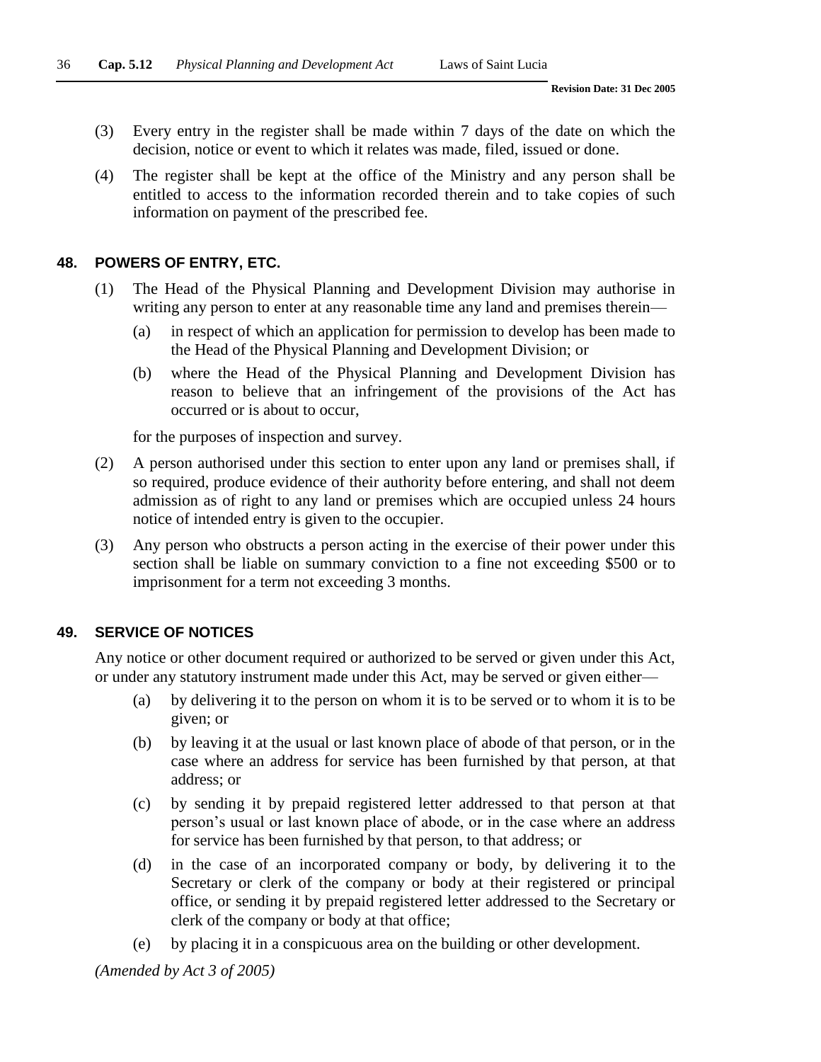(3) Every entry in the register shall be made within 7 days of the date on which the decision, notice or event to which it relates was made, filed, issued or done.

(4) The register shall be kept at the office of the Ministry and any person shall be entitled to access to the information recorded therein and to take copies of such information on payment of the prescribed fee.

### 48. POWERS OF ENTRY, ETC.

(1) The Head of the Physical Planning and Development Division may authorise in writing any person to enter at any reasonable time any land and premises therein—

(a) in respect of which an application for permission to develop has been made to the Head of the Physical Planning and Development Division; or

(b) where the Head of the Physical Planning and Development Division has reason to believe that an infringement of the provisions of the Act has occurred or is about to occur,

for the purposes of inspection and survey.

(2) A person authorised under this section to enter upon any land or premises shall, if so required, produce evidence of their authority before entering, and shall not deem admission as of right to any land or premises which are occupied unless 24 hours notice of intended entry is given to the occupier.

(3) Any person who obstructs a person acting in the exercise of their power under this section shall be liable on summary conviction to a fine not exceeding $500 or to imprisonment for a term not exceeding 3 months.

### 49. SERVICE OF NOTICES

Any notice or other document required or authorized to be served or given under this Act, or under any statutory instrument made under this Act, may be served or given either—

(a) by delivering it to the person on whom it is to be served or to whom it is to be given; or

(b) by leaving it at the usual or last known place of abode of that person, or in the case where an address for service has been furnished by that person, at that address; or

(c) by sending it by prepaid registered letter addressed to that person at that person's usual or last known place of abode, or in the case where an address for service has been furnished by that person, to that address; or

(d) in the case of an incorporated company or body, by delivering it to the Secretary or clerk of the company or body at their registered or principal office, or sending it by prepaid registered letter addressed to the Secretary or clerk of the company or body at that office;

(e) by placing it in a conspicuous area on the building or other development.

*(Amended by Act 3 of 2005)*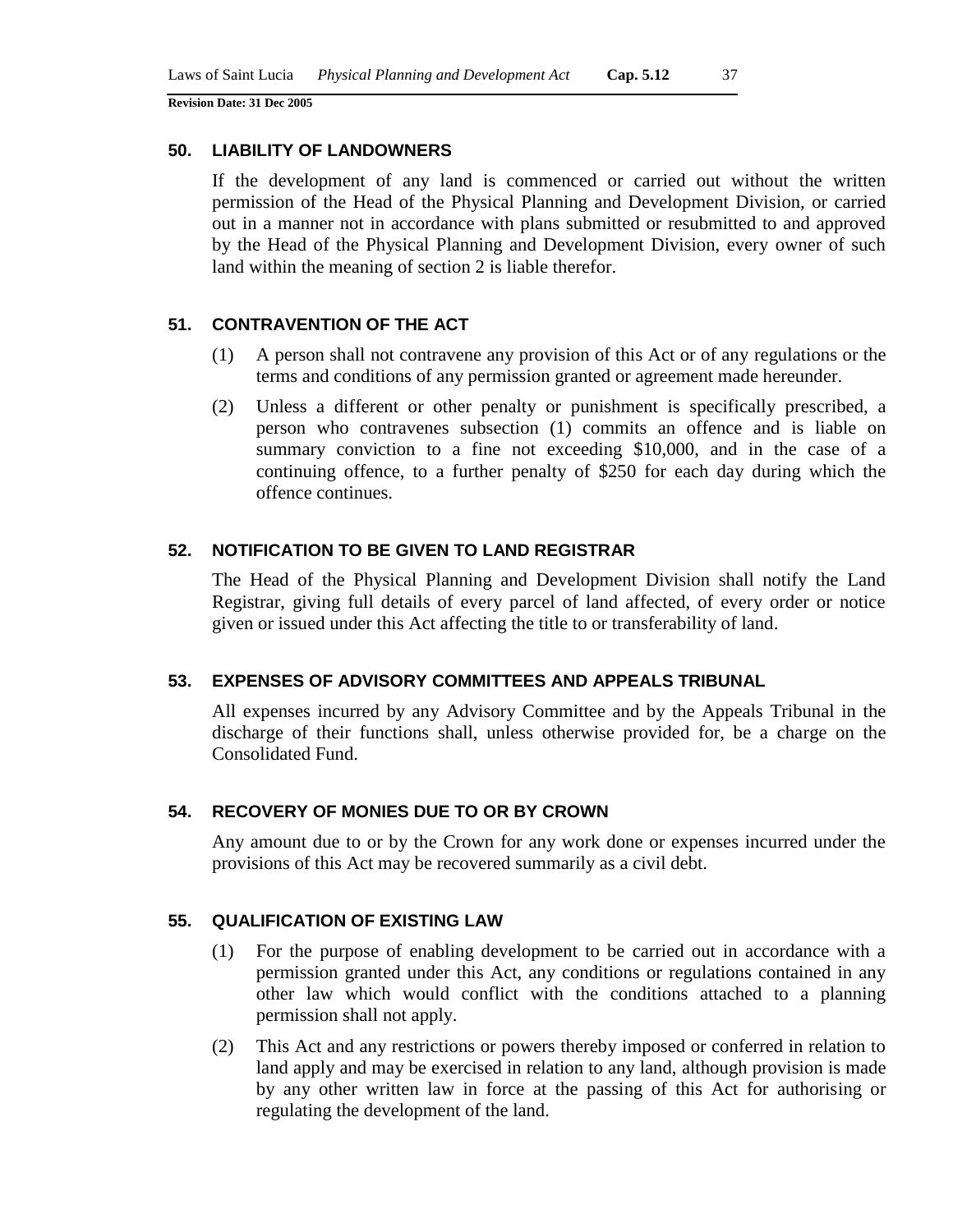## 50. LIABILITY OF LANDOWNERS

If the development of any land is commenced or carried out without the written permission of the Head of the Physical Planning and Development Division, or carried out in a manner not in accordance with plans submitted or resubmitted to and approved by the Head of the Physical Planning and Development Division, every owner of such land within the meaning of section 2 is liable therefor.

## 51. CONTRAVENTION OF THE ACT

(1) A person shall not contravene any provision of this Act or of any regulations or the terms and conditions of any permission granted or agreement made hereunder.

(2) Unless a different or other penalty or punishment is specifically prescribed, a person who contravenes subsection (1) commits an offence and is liable on summary conviction to a fine not exceeding $10,000, and in the case of a continuing offence, to a further penalty of $250 for each day during which the offence continues.

## 52. NOTIFICATION TO BE GIVEN TO LAND REGISTRAR

The Head of the Physical Planning and Development Division shall notify the Land Registrar, giving full details of every parcel of land affected, of every order or notice given or issued under this Act affecting the title to or transferability of land.

## 53. EXPENSES OF ADVISORY COMMITTEES AND APPEALS TRIBUNAL

All expenses incurred by any Advisory Committee and by the Appeals Tribunal in the discharge of their functions shall, unless otherwise provided for, be a charge on the Consolidated Fund.

## 54. RECOVERY OF MONIES DUE TO OR BY CROWN

Any amount due to or by the Crown for any work done or expenses incurred under the provisions of this Act may be recovered summarily as a civil debt.

## 55. QUALIFICATION OF EXISTING LAW

(1) For the purpose of enabling development to be carried out in accordance with a permission granted under this Act, any conditions or regulations contained in any other law which would conflict with the conditions attached to a planning permission shall not apply.

(2) This Act and any restrictions or powers thereby imposed or conferred in relation to land apply and may be exercised in relation to any land, although provision is made by any other written law in force at the passing of this Act for authorising or regulating the development of the land.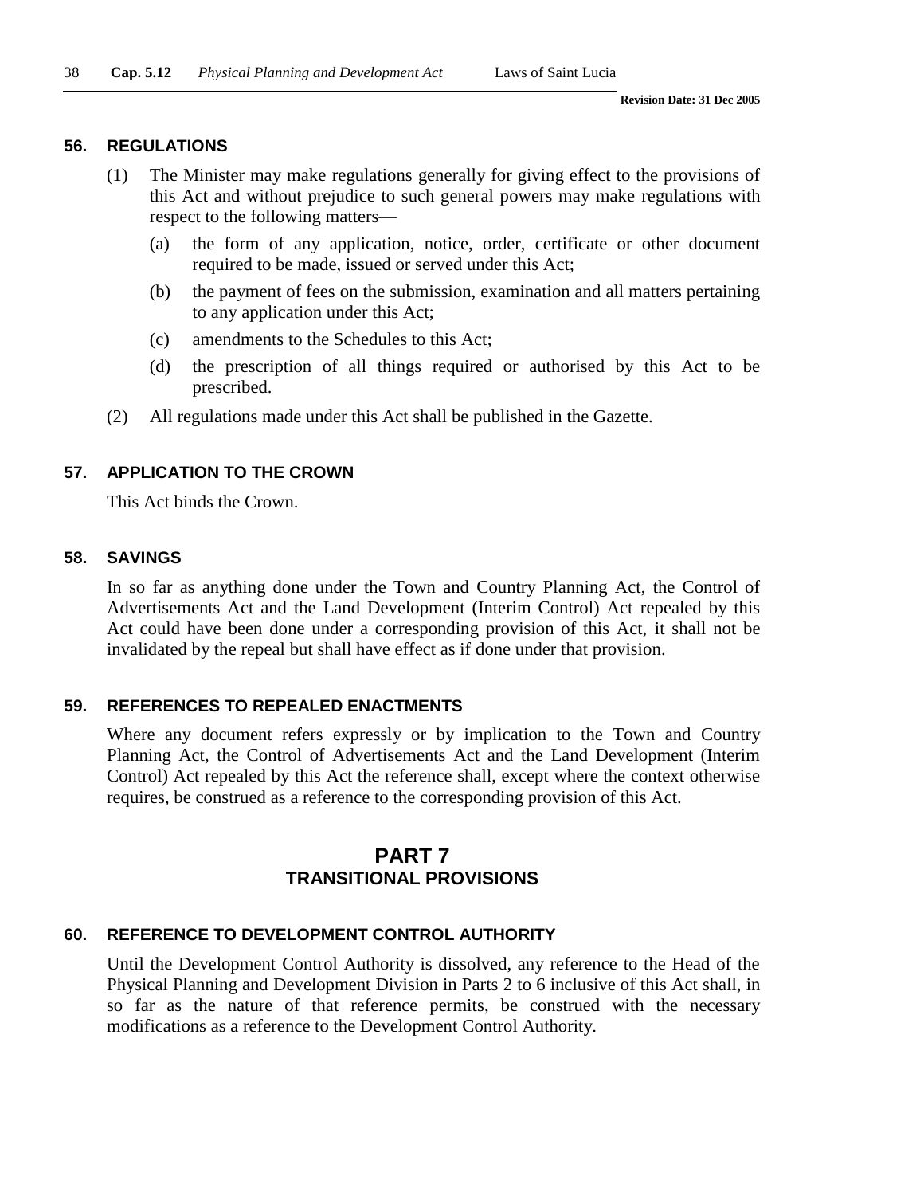### 56. REGULATIONS

(1) The Minister may make regulations generally for giving effect to the provisions of this Act and without prejudice to such general powers may make regulations with respect to the following matters—

(a) the form of any application, notice, order, certificate or other document required to be made, issued or served under this Act;

(b) the payment of fees on the submission, examination and all matters pertaining to any application under this Act;

(c) amendments to the Schedules to this Act;

(d) the prescription of all things required or authorised by this Act to be prescribed.

(2) All regulations made under this Act shall be published in the Gazette.

### 57. APPLICATION TO THE CROWN

This Act binds the Crown.

### 58. SAVINGS

In so far as anything done under the Town and Country Planning Act, the Control of Advertisements Act and the Land Development (Interim Control) Act repealed by this Act could have been done under a corresponding provision of this Act, it shall not be invalidated by the repeal but shall have effect as if done under that provision.

### 59. REFERENCES TO REPEALED ENACTMENTS

Where any document refers expressly or by implication to the Town and Country Planning Act, the Control of Advertisements Act and the Land Development (Interim Control) Act repealed by this Act the reference shall, except where the context otherwise requires, be construed as a reference to the corresponding provision of this Act.

## PART 7
## TRANSITIONAL PROVISIONS

### 60. REFERENCE TO DEVELOPMENT CONTROL AUTHORITY

Until the Development Control Authority is dissolved, any reference to the Head of the Physical Planning and Development Division in Parts 2 to 6 inclusive of this Act shall, in so far as the nature of that reference permits, be construed with the necessary modifications as a reference to the Development Control Authority.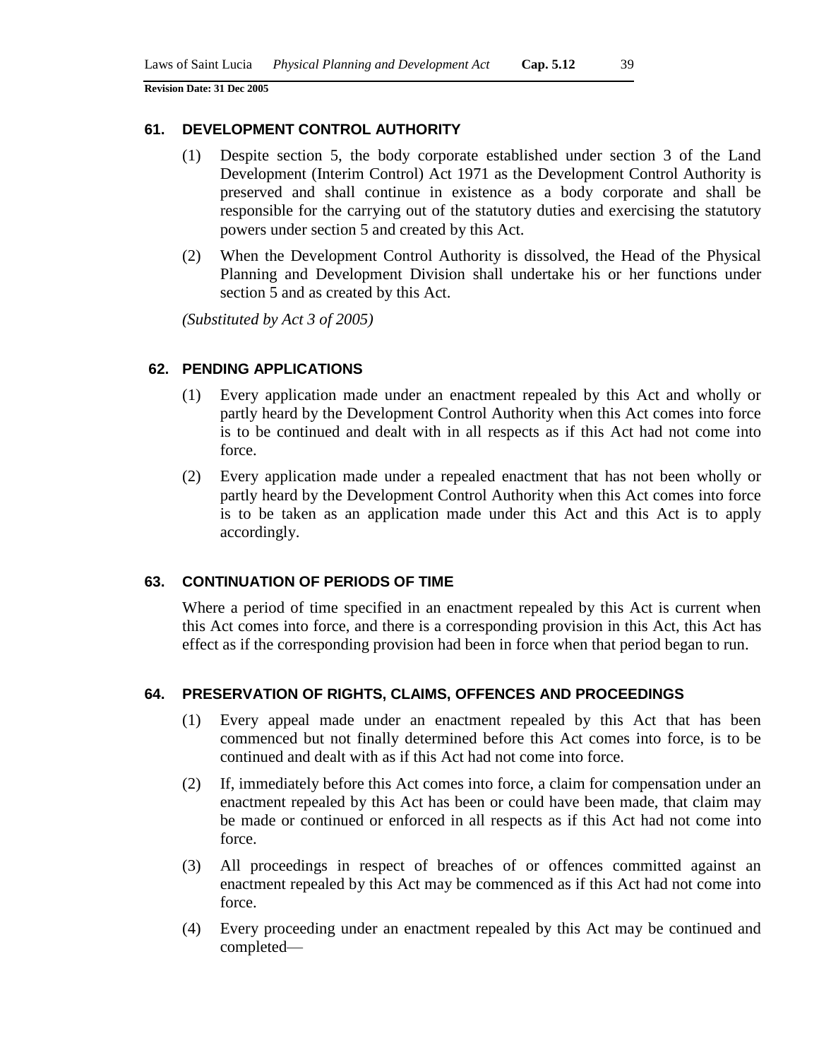### 61. DEVELOPMENT CONTROL AUTHORITY

(1) Despite section 5, the body corporate established under section 3 of the Land Development (Interim Control) Act 1971 as the Development Control Authority is preserved and shall continue in existence as a body corporate and shall be responsible for the carrying out of the statutory duties and exercising the statutory powers under section 5 and created by this Act.

(2) When the Development Control Authority is dissolved, the Head of the Physical Planning and Development Division shall undertake his or her functions under section 5 and as created by this Act.

*(Substituted by Act 3 of 2005)*

### 62. PENDING APPLICATIONS

(1) Every application made under an enactment repealed by this Act and wholly or partly heard by the Development Control Authority when this Act comes into force is to be continued and dealt with in all respects as if this Act had not come into force.

(2) Every application made under a repealed enactment that has not been wholly or partly heard by the Development Control Authority when this Act comes into force is to be taken as an application made under this Act and this Act is to apply accordingly.

### 63. CONTINUATION OF PERIODS OF TIME

Where a period of time specified in an enactment repealed by this Act is current when this Act comes into force, and there is a corresponding provision in this Act, this Act has effect as if the corresponding provision had been in force when that period began to run.

### 64. PRESERVATION OF RIGHTS, CLAIMS, OFFENCES AND PROCEEDINGS

(1) Every appeal made under an enactment repealed by this Act that has been commenced but not finally determined before this Act comes into force, is to be continued and dealt with as if this Act had not come into force.

(2) If, immediately before this Act comes into force, a claim for compensation under an enactment repealed by this Act has been or could have been made, that claim may be made or continued or enforced in all respects as if this Act had not come into force.

(3) All proceedings in respect of breaches of or offences committed against an enactment repealed by this Act may be commenced as if this Act had not come into force.

(4) Every proceeding under an enactment repealed by this Act may be continued and completed—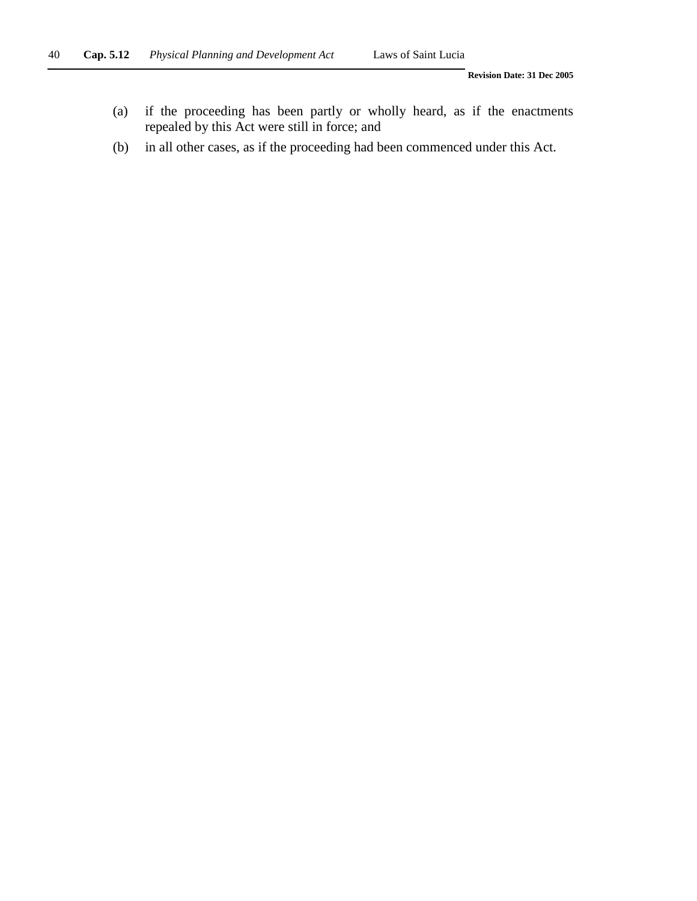(a) if the proceeding has been partly or wholly heard, as if the enactments repealed by this Act were still in force; and

(b) in all other cases, as if the proceeding had been commenced under this Act.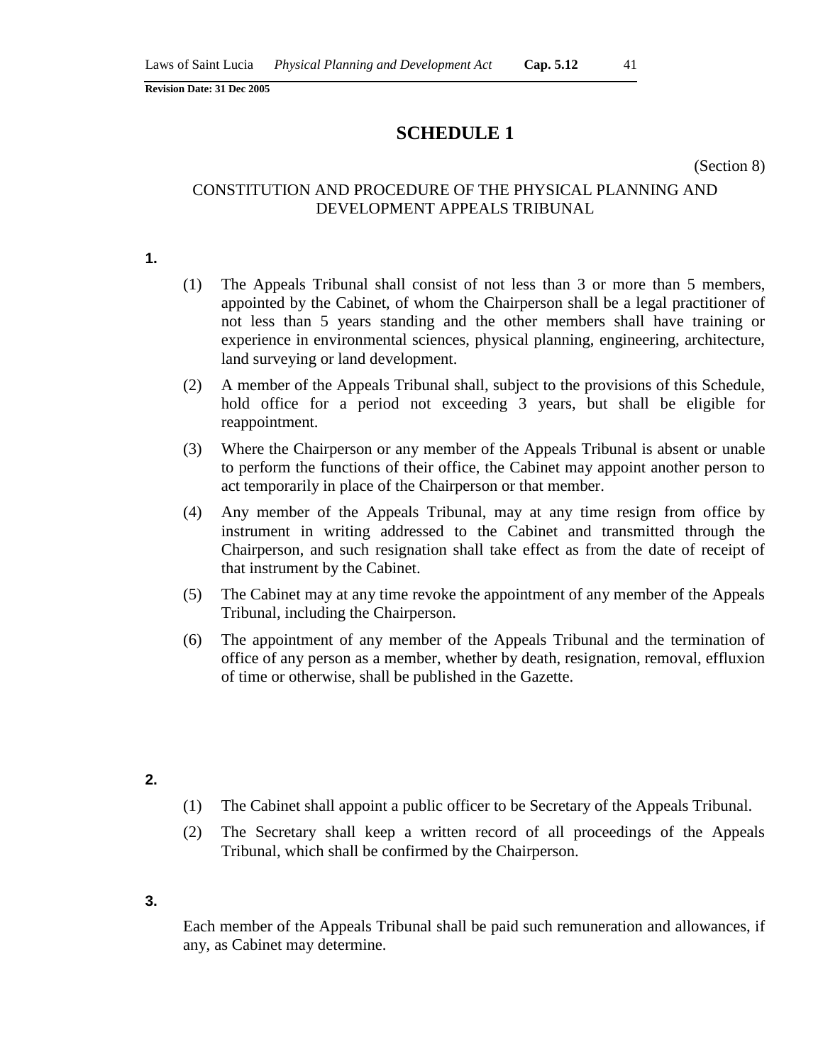Revision Date: 31 Dec 2005

# SCHEDULE 1

(Section 8)

## CONSTITUTION AND PROCEDURE OF THE PHYSICAL PLANNING AND DEVELOPMENT APPEALS TRIBUNAL

**1.**

(1) The Appeals Tribunal shall consist of not less than 3 or more than 5 members, appointed by the Cabinet, of whom the Chairperson shall be a legal practitioner of not less than 5 years standing and the other members shall have training or experience in environmental sciences, physical planning, engineering, architecture, land surveying or land development.

(2) A member of the Appeals Tribunal shall, subject to the provisions of this Schedule, hold office for a period not exceeding 3 years, but shall be eligible for reappointment.

(3) Where the Chairperson or any member of the Appeals Tribunal is absent or unable to perform the functions of their office, the Cabinet may appoint another person to act temporarily in place of the Chairperson or that member.

(4) Any member of the Appeals Tribunal, may at any time resign from office by instrument in writing addressed to the Cabinet and transmitted through the Chairperson, and such resignation shall take effect as from the date of receipt of that instrument by the Cabinet.

(5) The Cabinet may at any time revoke the appointment of any member of the Appeals Tribunal, including the Chairperson.

(6) The appointment of any member of the Appeals Tribunal and the termination of office of any person as a member, whether by death, resignation, removal, effluxion of time or otherwise, shall be published in the Gazette.

**2.**

(1) The Cabinet shall appoint a public officer to be Secretary of the Appeals Tribunal.

(2) The Secretary shall keep a written record of all proceedings of the Appeals Tribunal, which shall be confirmed by the Chairperson.

**3.**

Each member of the Appeals Tribunal shall be paid such remuneration and allowances, if any, as Cabinet may determine.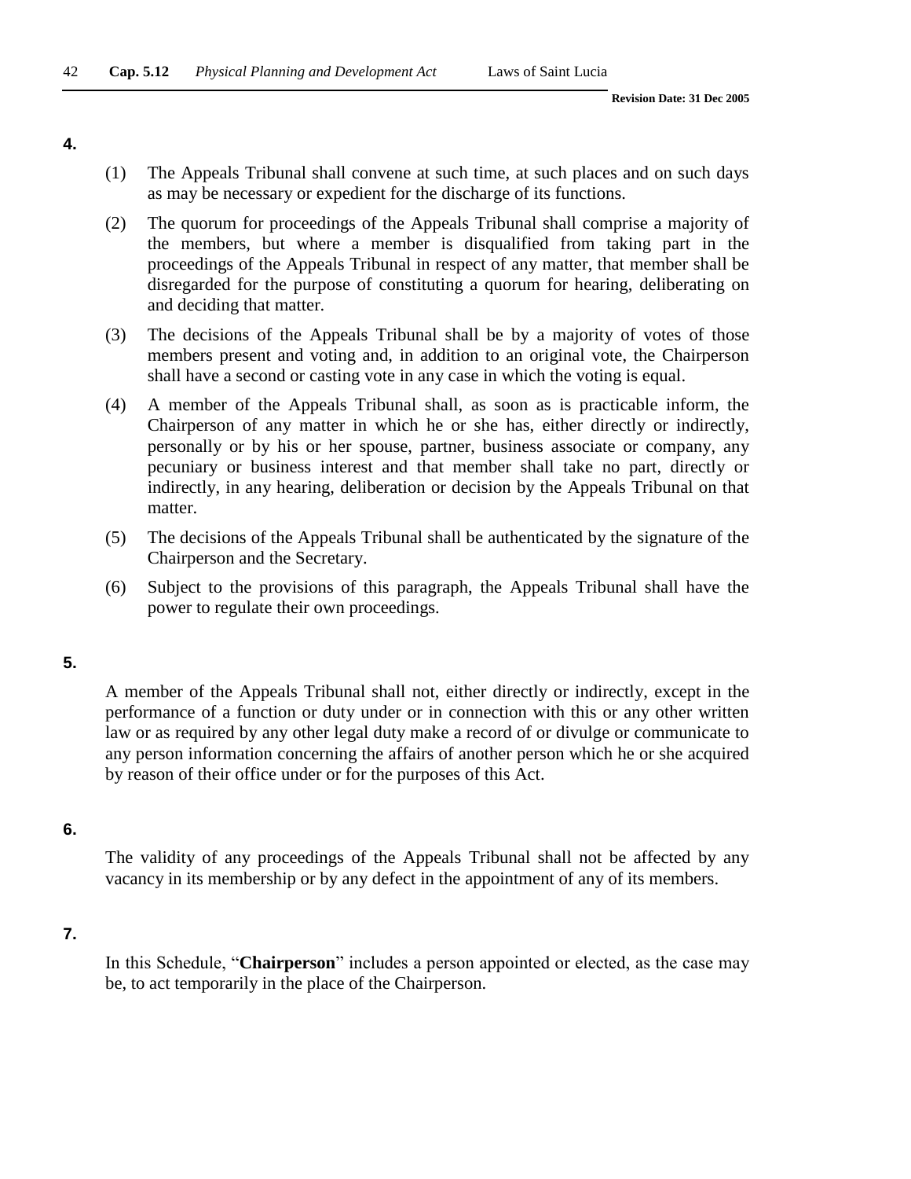**4.**

(1) The Appeals Tribunal shall convene at such time, at such places and on such days as may be necessary or expedient for the discharge of its functions.

(2) The quorum for proceedings of the Appeals Tribunal shall comprise a majority of the members, but where a member is disqualified from taking part in the proceedings of the Appeals Tribunal in respect of any matter, that member shall be disregarded for the purpose of constituting a quorum for hearing, deliberating on and deciding that matter.

(3) The decisions of the Appeals Tribunal shall be by a majority of votes of those members present and voting and, in addition to an original vote, the Chairperson shall have a second or casting vote in any case in which the voting is equal.

(4) A member of the Appeals Tribunal shall, as soon as is practicable inform, the Chairperson of any matter in which he or she has, either directly or indirectly, personally or by his or her spouse, partner, business associate or company, any pecuniary or business interest and that member shall take no part, directly or indirectly, in any hearing, deliberation or decision by the Appeals Tribunal on that matter.

(5) The decisions of the Appeals Tribunal shall be authenticated by the signature of the Chairperson and the Secretary.

(6) Subject to the provisions of this paragraph, the Appeals Tribunal shall have the power to regulate their own proceedings.

**5.**

A member of the Appeals Tribunal shall not, either directly or indirectly, except in the performance of a function or duty under or in connection with this or any other written law or as required by any other legal duty make a record of or divulge or communicate to any person information concerning the affairs of another person which he or she acquired by reason of their office under or for the purposes of this Act.

**6.**

The validity of any proceedings of the Appeals Tribunal shall not be affected by any vacancy in its membership or by any defect in the appointment of any of its members.

**7.**

In this Schedule, "**Chairperson**" includes a person appointed or elected, as the case may be, to act temporarily in the place of the Chairperson.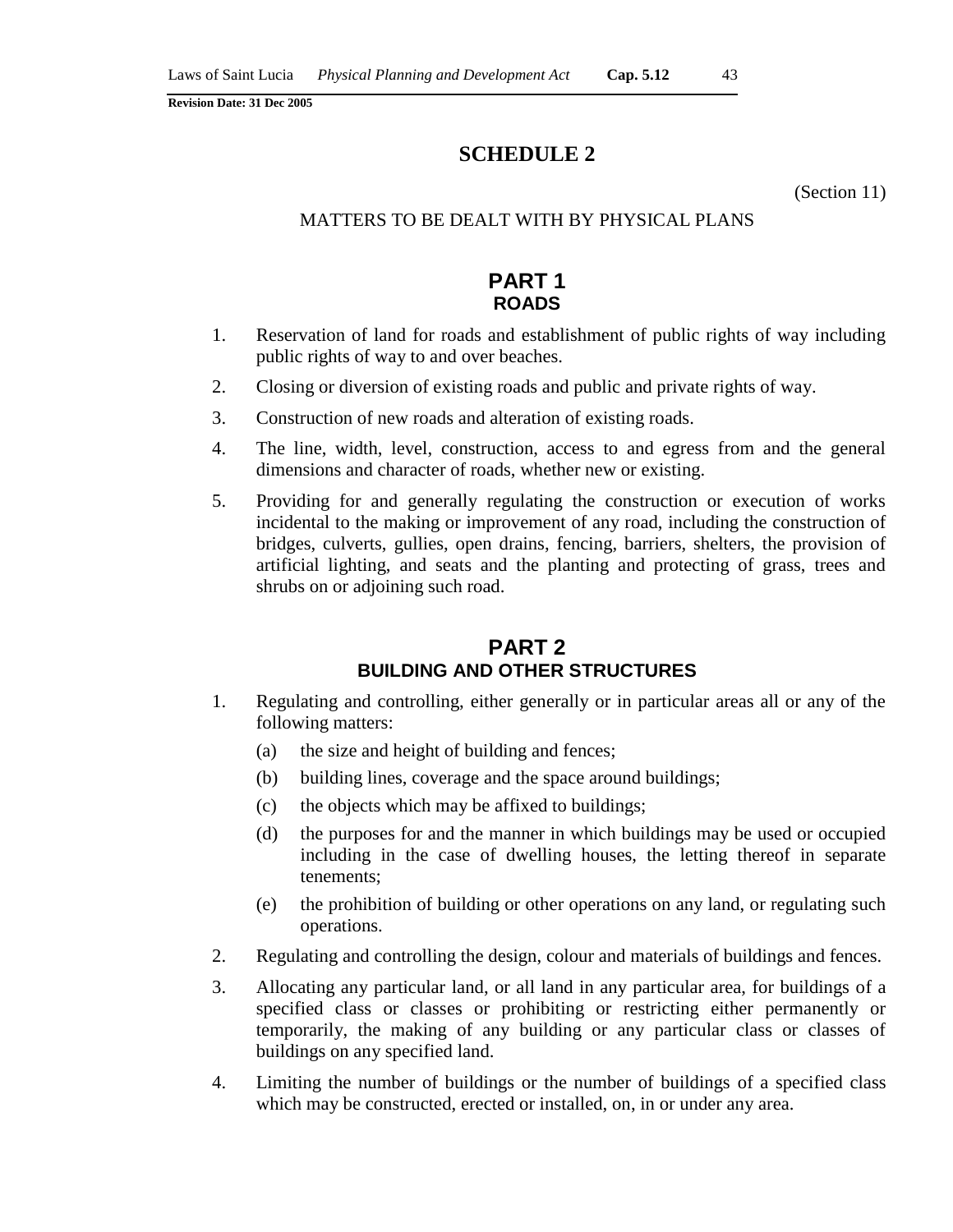# SCHEDULE 2

(Section 11)

MATTERS TO BE DEALT WITH BY PHYSICAL PLANS

## PART 1
## ROADS

1. Reservation of land for roads and establishment of public rights of way including public rights of way to and over beaches.
2. Closing or diversion of existing roads and public and private rights of way.
3. Construction of new roads and alteration of existing roads.
4. The line, width, level, construction, access to and egress from and the general dimensions and character of roads, whether new or existing.
5. Providing for and generally regulating the construction or execution of works incidental to the making or improvement of any road, including the construction of bridges, culverts, gullies, open drains, fencing, barriers, shelters, the provision of artificial lighting, and seats and the planting and protecting of grass, trees and shrubs on or adjoining such road.

## PART 2
## BUILDING AND OTHER STRUCTURES

1. Regulating and controlling, either generally or in particular areas all or any of the following matters:
   (a) the size and height of building and fences;
   (b) building lines, coverage and the space around buildings;
   (c) the objects which may be affixed to buildings;
   (d) the purposes for and the manner in which buildings may be used or occupied including in the case of dwelling houses, the letting thereof in separate tenements;
   (e) the prohibition of building or other operations on any land, or regulating such operations.
2. Regulating and controlling the design, colour and materials of buildings and fences.
3. Allocating any particular land, or all land in any particular area, for buildings of a specified class or classes or prohibiting or restricting either permanently or temporarily, the making of any building or any particular class or classes of buildings on any specified land.
4. Limiting the number of buildings or the number of buildings of a specified class which may be constructed, erected or installed, on, in or under any area.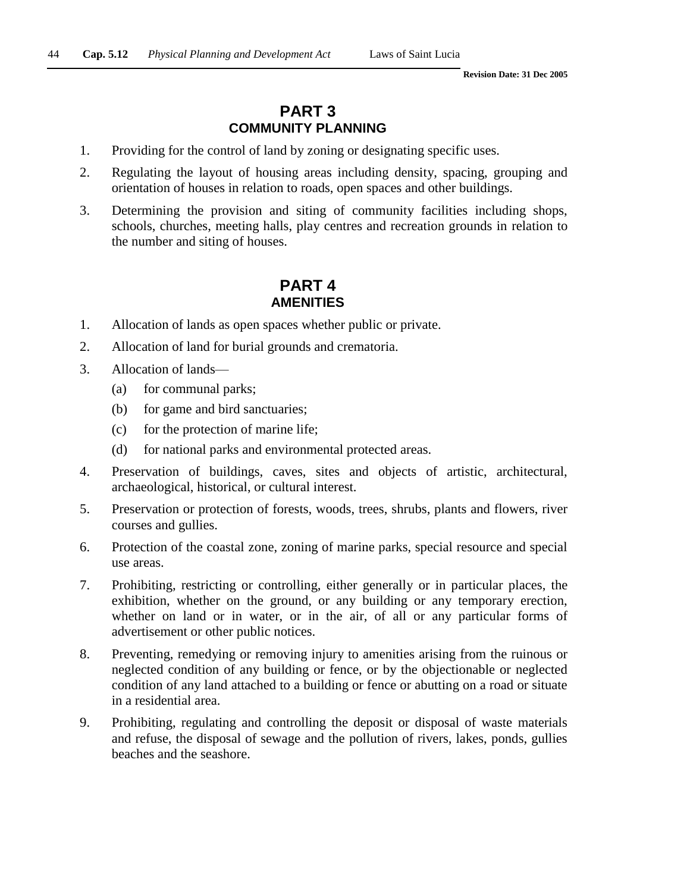## PART 3
### COMMUNITY PLANNING

1. Providing for the control of land by zoning or designating specific uses.
2. Regulating the layout of housing areas including density, spacing, grouping and orientation of houses in relation to roads, open spaces and other buildings.
3. Determining the provision and siting of community facilities including shops, schools, churches, meeting halls, play centres and recreation grounds in relation to the number and siting of houses.

## PART 4
### AMENITIES

1. Allocation of lands as open spaces whether public or private.
2. Allocation of land for burial grounds and crematoria.
3. Allocation of lands—
   (a) for communal parks;
   (b) for game and bird sanctuaries;
   (c) for the protection of marine life;
   (d) for national parks and environmental protected areas.
4. Preservation of buildings, caves, sites and objects of artistic, architectural, archaeological, historical, or cultural interest.
5. Preservation or protection of forests, woods, trees, shrubs, plants and flowers, river courses and gullies.
6. Protection of the coastal zone, zoning of marine parks, special resource and special use areas.
7. Prohibiting, restricting or controlling, either generally or in particular places, the exhibition, whether on the ground, or any building or any temporary erection, whether on land or in water, or in the air, of all or any particular forms of advertisement or other public notices.
8. Preventing, remedying or removing injury to amenities arising from the ruinous or neglected condition of any building or fence, or by the objectionable or neglected condition of any land attached to a building or fence or abutting on a road or situate in a residential area.
9. Prohibiting, regulating and controlling the deposit or disposal of waste materials and refuse, the disposal of sewage and the pollution of rivers, lakes, ponds, gullies beaches and the seashore.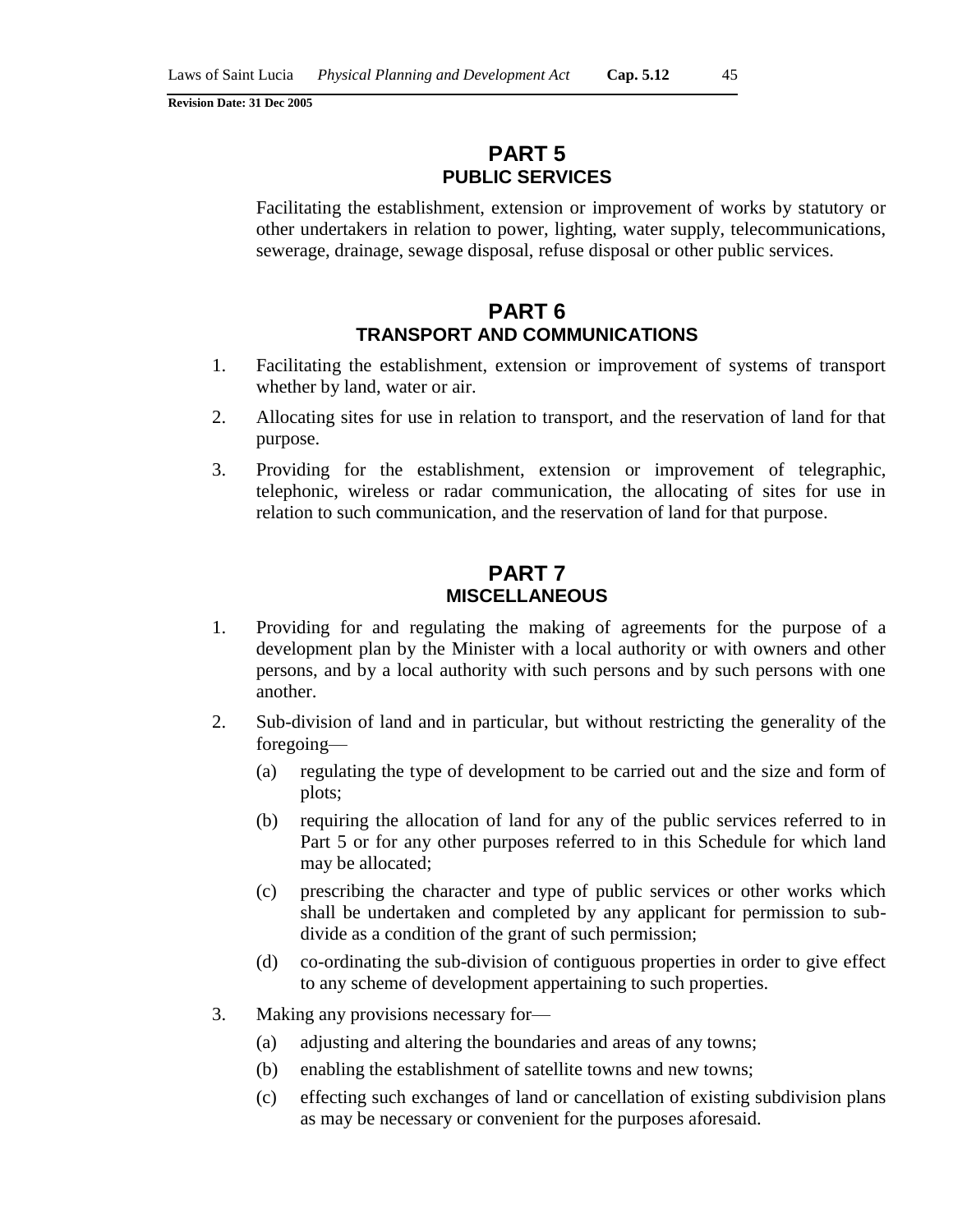## PART 5
### PUBLIC SERVICES

Facilitating the establishment, extension or improvement of works by statutory or other undertakers in relation to power, lighting, water supply, telecommunications, sewerage, drainage, sewage disposal, refuse disposal or other public services.

## PART 6
### TRANSPORT AND COMMUNICATIONS

1. Facilitating the establishment, extension or improvement of systems of transport whether by land, water or air.
2. Allocating sites for use in relation to transport, and the reservation of land for that purpose.
3. Providing for the establishment, extension or improvement of telegraphic, telephonic, wireless or radar communication, the allocating of sites for use in relation to such communication, and the reservation of land for that purpose.

## PART 7
### MISCELLANEOUS

1. Providing for and regulating the making of agreements for the purpose of a development plan by the Minister with a local authority or with owners and other persons, and by a local authority with such persons and by such persons with one another.
2. Sub-division of land and in particular, but without restricting the generality of the foregoing—
   (a) regulating the type of development to be carried out and the size and form of plots;
   (b) requiring the allocation of land for any of the public services referred to in Part 5 or for any other purposes referred to in this Schedule for which land may be allocated;
   (c) prescribing the character and type of public services or other works which shall be undertaken and completed by any applicant for permission to sub-divide as a condition of the grant of such permission;
   (d) co-ordinating the sub-division of contiguous properties in order to give effect to any scheme of development appertaining to such properties.
3. Making any provisions necessary for—
   (a) adjusting and altering the boundaries and areas of any towns;
   (b) enabling the establishment of satellite towns and new towns;
   (c) effecting such exchanges of land or cancellation of existing subdivision plans as may be necessary or convenient for the purposes aforesaid.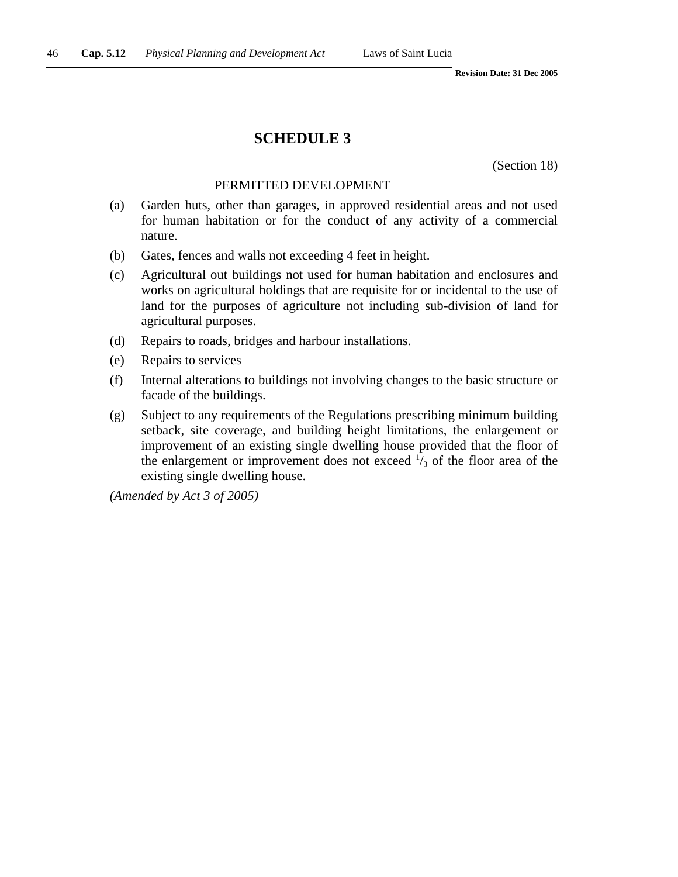# SCHEDULE 3

(Section 18)

PERMITTED DEVELOPMENT

(a) Garden huts, other than garages, in approved residential areas and not used for human habitation or for the conduct of any activity of a commercial nature.

(b) Gates, fences and walls not exceeding 4 feet in height.

(c) Agricultural out buildings not used for human habitation and enclosures and works on agricultural holdings that are requisite for or incidental to the use of land for the purposes of agriculture not including sub-division of land for agricultural purposes.

(d) Repairs to roads, bridges and harbour installations.

(e) Repairs to services

(f) Internal alterations to buildings not involving changes to the basic structure or facade of the buildings.

(g) Subject to any requirements of the Regulations prescribing minimum building setback, site coverage, and building height limitations, the enlargement or improvement of an existing single dwelling house provided that the floor of the enlargement or improvement does not exceed $^{1}/_{3}$ of the floor area of the existing single dwelling house.

*(Amended by Act 3 of 2005)*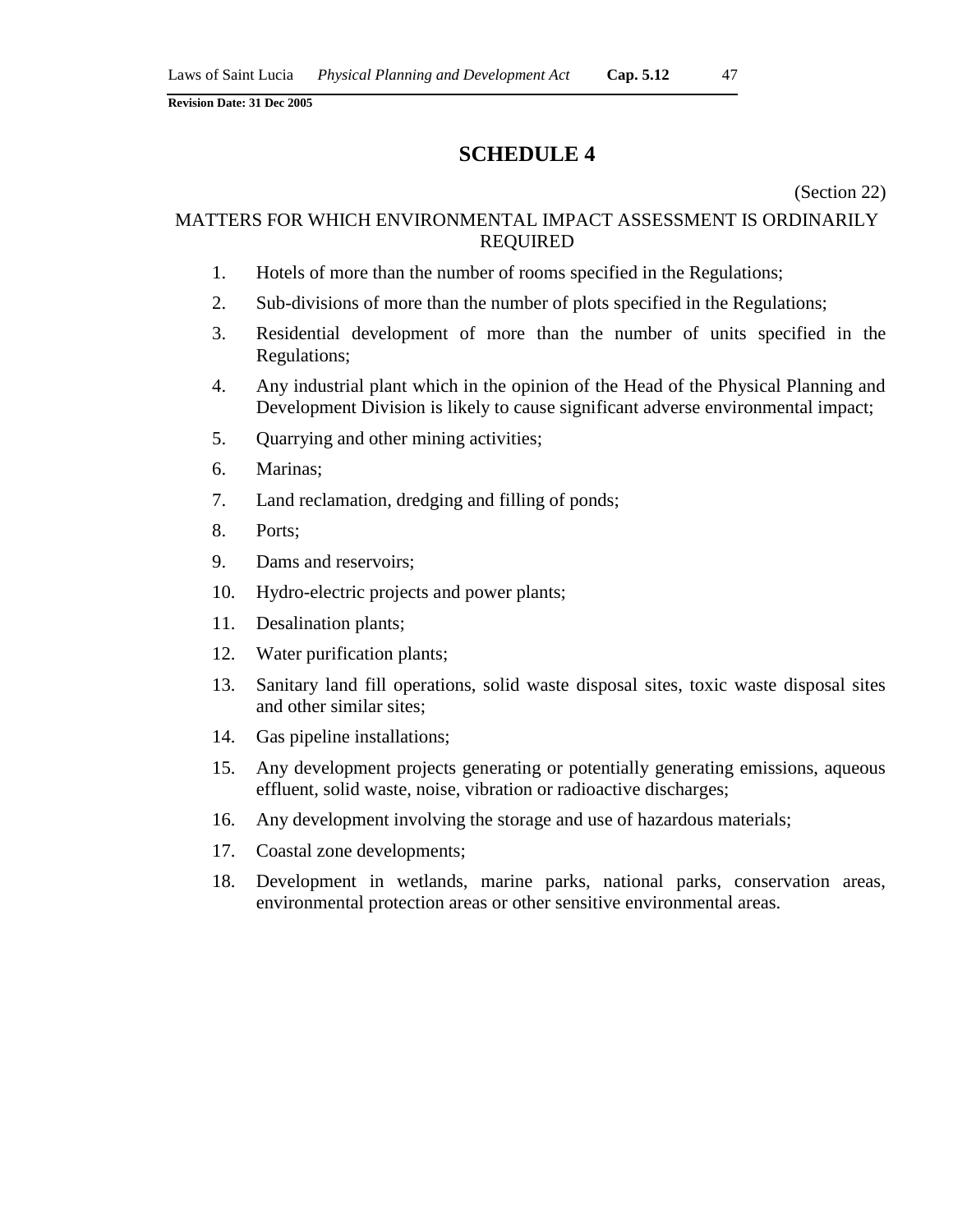# SCHEDULE 4

(Section 22)

MATTERS FOR WHICH ENVIRONMENTAL IMPACT ASSESSMENT IS ORDINARILY REQUIRED

1. Hotels of more than the number of rooms specified in the Regulations;
2. Sub-divisions of more than the number of plots specified in the Regulations;
3. Residential development of more than the number of units specified in the Regulations;
4. Any industrial plant which in the opinion of the Head of the Physical Planning and Development Division is likely to cause significant adverse environmental impact;
5. Quarrying and other mining activities;
6. Marinas;
7. Land reclamation, dredging and filling of ponds;
8. Ports;
9. Dams and reservoirs;
10. Hydro-electric projects and power plants;
11. Desalination plants;
12. Water purification plants;
13. Sanitary land fill operations, solid waste disposal sites, toxic waste disposal sites and other similar sites;
14. Gas pipeline installations;
15. Any development projects generating or potentially generating emissions, aqueous effluent, solid waste, noise, vibration or radioactive discharges;
16. Any development involving the storage and use of hazardous materials;
17. Coastal zone developments;
18. Development in wetlands, marine parks, national parks, conservation areas, environmental protection areas or other sensitive environmental areas.